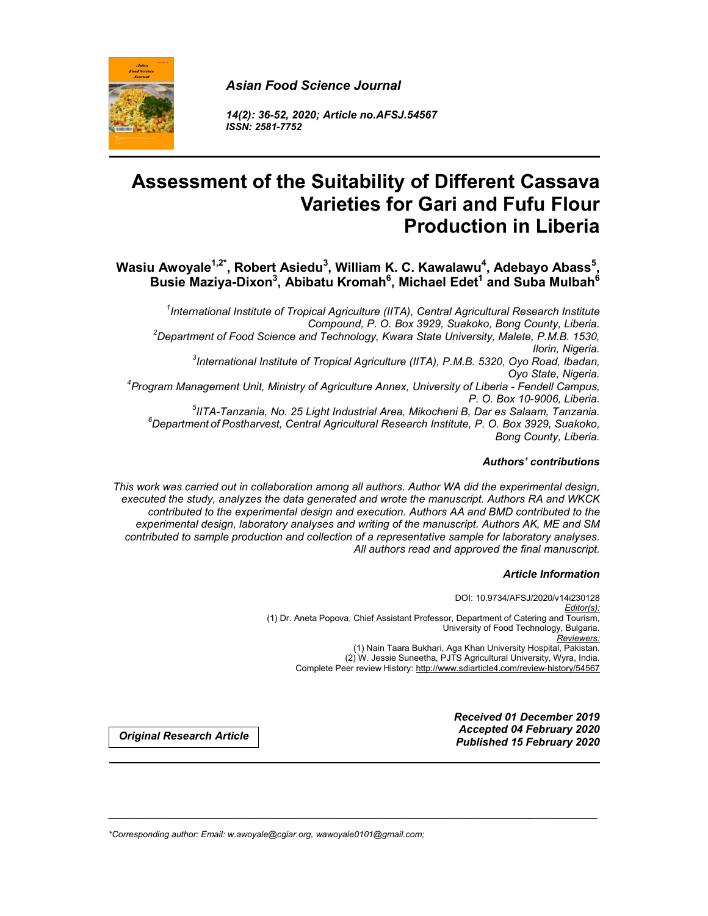*Asian Food Science Journal*

*14(2): 36-52, 2020; Article no.AFSJ.54567*
*ISSN: 2581-7752*

# Assessment of the Suitability of Different Cassava Varieties for Gari and Fufu Flour Production in Liberia

**Wasiu Awoyale[1,2*], Robert Asiedu[3], William K. C. Kawalawu[4], Adebayo Abass[5], Busie Maziya-Dixon[3], Abibatu Kromah[6], Michael Edet[1] and Suba Mulbah[6]**

*[1]International Institute of Tropical Agriculture (IITA), Central Agricultural Research Institute Compound, P. O. Box 3929, Suakoko, Bong County, Liberia.*
*[2]Department of Food Science and Technology, Kwara State University, Malete, P.M.B. 1530, Ilorin, Nigeria.*
*[3]International Institute of Tropical Agriculture (IITA), P.M.B. 5320, Oyo Road, Ibadan, Oyo State, Nigeria.*
*[4]Program Management Unit, Ministry of Agriculture Annex, University of Liberia - Fendell Campus, P. O. Box 10-9006, Liberia.*
*[5]IITA-Tanzania, No. 25 Light Industrial Area, Mikocheni B, Dar es Salaam, Tanzania.*
*[6]Department of Postharvest, Central Agricultural Research Institute, P. O. Box 3929, Suakoko, Bong County, Liberia.*

***Authors' contributions***

*This work was carried out in collaboration among all authors. Author WA did the experimental design, executed the study, analyzes the data generated and wrote the manuscript. Authors RA and WKCK contributed to the experimental design and execution. Authors AA and BMD contributed to the experimental design, laboratory analyses and writing of the manuscript. Authors AK, ME and SM contributed to sample production and collection of a representative sample for laboratory analyses. All authors read and approved the final manuscript.*

***Article Information***

DOI: 10.9734/AFSJ/2020/v14i230128
Editor(s):
(1) Dr. Aneta Popova, Chief Assistant Professor, Department of Catering and Tourism, University of Food Technology, Bulgaria.
Reviewers:
(1) Nain Taara Bukhari, Aga Khan University Hospital, Pakistan.
(2) W. Jessie Suneetha, PJTS Agricultural University, Wyra, India.
Complete Peer review History: http://www.sdiarticle4.com/review-history/54567

***Original Research Article***

***Received 01 December 2019***
***Accepted 04 February 2020***
***Published 15 February 2020***

*\*Corresponding author: Email: w.awoyale@cgiar.org, wawoyale0101@gmail.com;*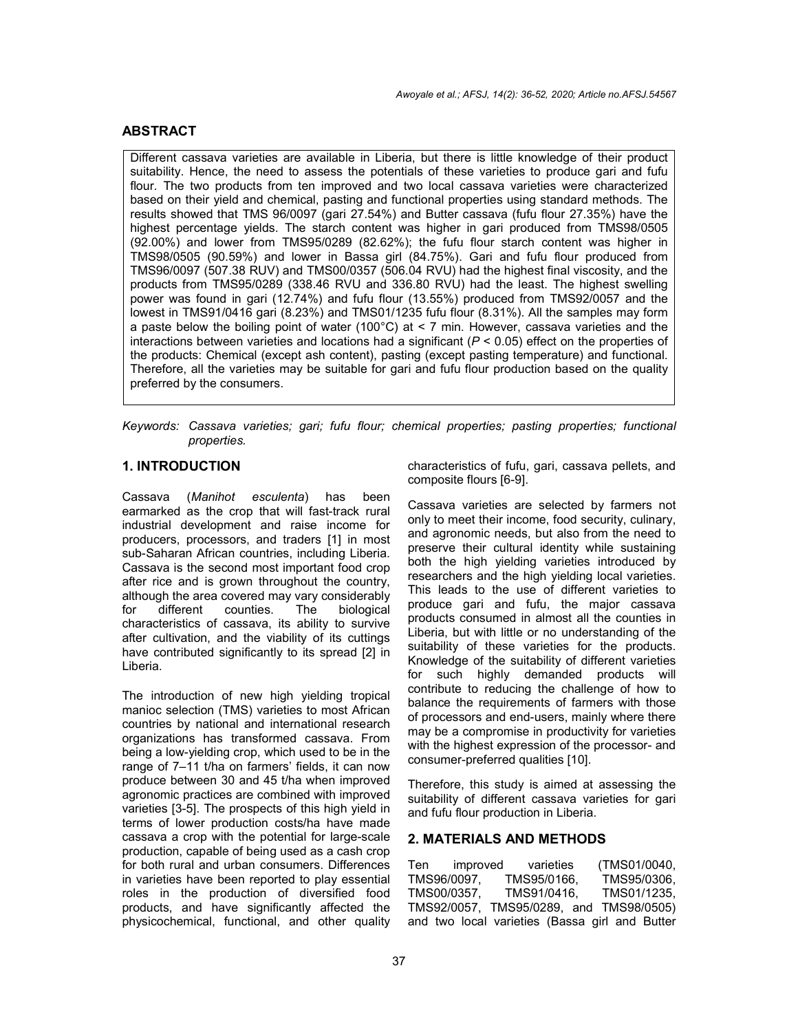## ABSTRACT

Different cassava varieties are available in Liberia, but there is little knowledge of their product suitability. Hence, the need to assess the potentials of these varieties to produce gari and fufu flour. The two products from ten improved and two local cassava varieties were characterized based on their yield and chemical, pasting and functional properties using standard methods. The results showed that TMS 96/0097 (gari 27.54%) and Butter cassava (fufu flour 27.35%) have the highest percentage yields. The starch content was higher in gari produced from TMS98/0505 (92.00%) and lower from TMS95/0289 (82.62%); the fufu flour starch content was higher in TMS98/0505 (90.59%) and lower in Bassa girl (84.75%). Gari and fufu flour produced from TMS96/0097 (507.38 RUV) and TMS00/0357 (506.04 RVU) had the highest final viscosity, and the products from TMS95/0289 (338.46 RVU and 336.80 RVU) had the least. The highest swelling power was found in gari (12.74%) and fufu flour (13.55%) produced from TMS92/0057 and the lowest in TMS91/0416 gari (8.23%) and TMS01/1235 fufu flour (8.31%). All the samples may form a paste below the boiling point of water (100°C) at < 7 min. However, cassava varieties and the interactions between varieties and locations had a significant ($P < 0.05$) effect on the properties of the products: Chemical (except ash content), pasting (except pasting temperature) and functional. Therefore, all the varieties may be suitable for gari and fufu flour production based on the quality preferred by the consumers.

*Keywords: Cassava varieties; gari; fufu flour; chemical properties; pasting properties; functional properties.*

## 1. INTRODUCTION

Cassava (*Manihot esculenta*) has been earmarked as the crop that will fast-track rural industrial development and raise income for producers, processors, and traders [1] in most sub-Saharan African countries, including Liberia. Cassava is the second most important food crop after rice and is grown throughout the country, although the area covered may vary considerably for different counties. The biological characteristics of cassava, its ability to survive after cultivation, and the viability of its cuttings have contributed significantly to its spread [2] in Liberia.

The introduction of new high yielding tropical manioc selection (TMS) varieties to most African countries by national and international research organizations has transformed cassava. From being a low-yielding crop, which used to be in the range of 7–11 t/ha on farmers' fields, it can now produce between 30 and 45 t/ha when improved agronomic practices are combined with improved varieties [3-5]. The prospects of this high yield in terms of lower production costs/ha have made cassava a crop with the potential for large-scale production, capable of being used as a cash crop for both rural and urban consumers. Differences in varieties have been reported to play essential roles in the production of diversified food products, and have significantly affected the physicochemical, functional, and other quality characteristics of fufu, gari, cassava pellets, and composite flours [6-9].

Cassava varieties are selected by farmers not only to meet their income, food security, culinary, and agronomic needs, but also from the need to preserve their cultural identity while sustaining both the high yielding varieties introduced by researchers and the high yielding local varieties. This leads to the use of different varieties to produce gari and fufu, the major cassava products consumed in almost all the counties in Liberia, but with little or no understanding of the suitability of these varieties for the products. Knowledge of the suitability of different varieties for such highly demanded products will contribute to reducing the challenge of how to balance the requirements of farmers with those of processors and end-users, mainly where there may be a compromise in productivity for varieties with the highest expression of the processor- and consumer-preferred qualities [10].

Therefore, this study is aimed at assessing the suitability of different cassava varieties for gari and fufu flour production in Liberia.

## 2. MATERIALS AND METHODS

Ten improved varieties (TMS01/0040, TMS96/0097, TMS95/0166, TMS95/0306, TMS00/0357, TMS91/0416, TMS01/1235, TMS92/0057, TMS95/0289, and TMS98/0505) and two local varieties (Bassa girl and Butter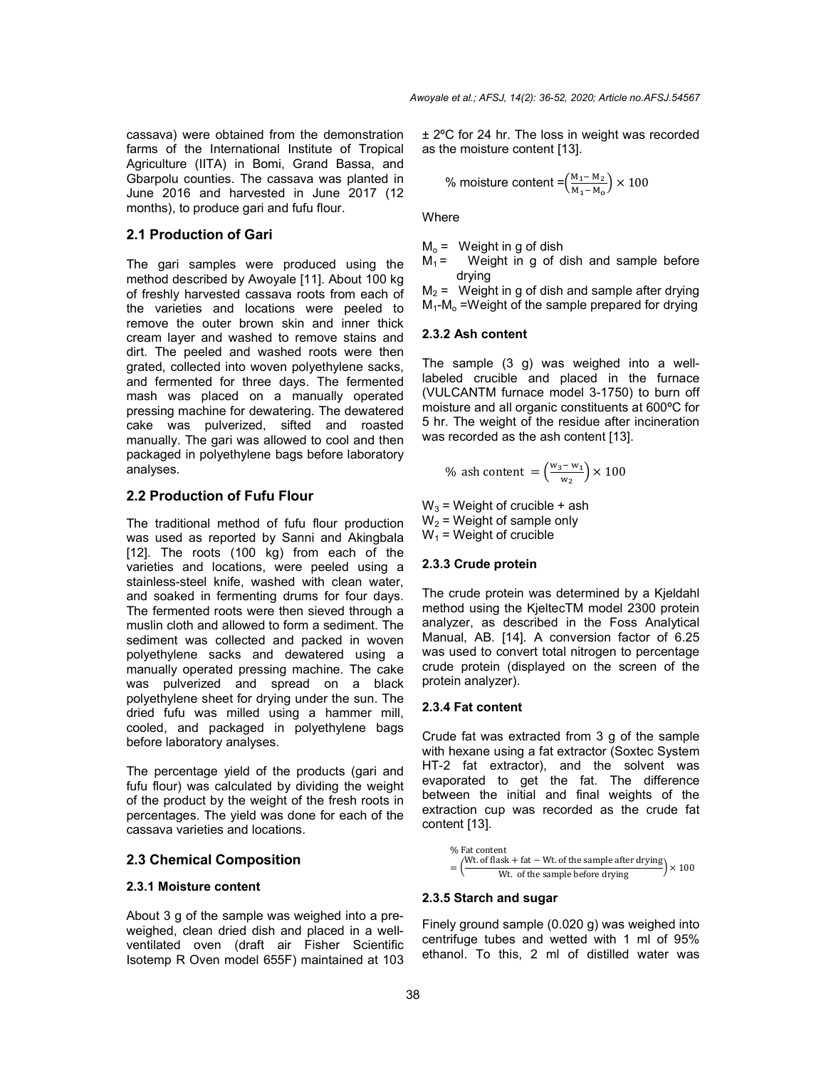cassava) were obtained from the demonstration farms of the International Institute of Tropical Agriculture (IITA) in Bomi, Grand Bassa, and Gbarpolu counties. The cassava was planted in June 2016 and harvested in June 2017 (12 months), to produce gari and fufu flour.

## 2.1 Production of Gari

The gari samples were produced using the method described by Awoyale [11]. About 100 kg of freshly harvested cassava roots from each of the varieties and locations were peeled to remove the outer brown skin and inner thick cream layer and washed to remove stains and dirt. The peeled and washed roots were then grated, collected into woven polyethylene sacks, and fermented for three days. The fermented mash was placed on a manually operated pressing machine for dewatering. The dewatered cake was pulverized, sifted and roasted manually. The gari was allowed to cool and then packaged in polyethylene bags before laboratory analyses.

## 2.2 Production of Fufu Flour

The traditional method of fufu flour production was used as reported by Sanni and Akingbala [12]. The roots (100 kg) from each of the varieties and locations, were peeled using a stainless-steel knife, washed with clean water, and soaked in fermenting drums for four days. The fermented roots were then sieved through a muslin cloth and allowed to form a sediment. The sediment was collected and packed in woven polyethylene sacks and dewatered using a manually operated pressing machine. The cake was pulverized and spread on a black polyethylene sheet for drying under the sun. The dried fufu was milled using a hammer mill, cooled, and packaged in polyethylene bags before laboratory analyses.

The percentage yield of the products (gari and fufu flour) was calculated by dividing the weight of the product by the weight of the fresh roots in percentages. The yield was done for each of the cassava varieties and locations.

## 2.3 Chemical Composition

### 2.3.1 Moisture content

About 3 g of the sample was weighed into a pre-weighed, clean dried dish and placed in a well-ventilated oven (draft air Fisher Scientific Isotemp R Oven model 655F) maintained at 103 ± 2ºC for 24 hr. The loss in weight was recorded as the moisture content [13].

$$\%\text{ moisture content} = \left(\frac{M_1 - M_2}{M_1 - M_o}\right) \times 100$$

Where

$M_o$ = Weight in g of dish
$M_1$ = Weight in g of dish and sample before drying
$M_2$ = Weight in g of dish and sample after drying
$M_1$-$M_o$ =Weight of the sample prepared for drying

### 2.3.2 Ash content

The sample (3 g) was weighed into a well-labeled crucible and placed in the furnace (VULCANTM furnace model 3-1750) to burn off moisture and all organic constituents at 600ºC for 5 hr. The weight of the residue after incineration was recorded as the ash content [13].

$$\%\text{ ash content} = \left(\frac{W_3 - W_1}{W_2}\right) \times 100$$

$W_3$ = Weight of crucible + ash
$W_2$ = Weight of sample only
$W_1$ = Weight of crucible

### 2.3.3 Crude protein

The crude protein was determined by a Kjeldahl method using the KjeltecTM model 2300 protein analyzer, as described in the Foss Analytical Manual, AB. [14]. A conversion factor of 6.25 was used to convert total nitrogen to percentage crude protein (displayed on the screen of the protein analyzer).

### 2.3.4 Fat content

Crude fat was extracted from 3 g of the sample with hexane using a fat extractor (Soxtec System HT-2 fat extractor), and the solvent was evaporated to get the fat. The difference between the initial and final weights of the extraction cup was recorded as the crude fat content [13].

$$\%\text{ Fat content} = \left(\frac{\text{Wt. of flask} + \text{fat} - \text{Wt. of the sample after drying}}{\text{Wt. of the sample before drying}}\right) \times 100$$

### 2.3.5 Starch and sugar

Finely ground sample (0.020 g) was weighed into centrifuge tubes and wetted with 1 ml of 95% ethanol. To this, 2 ml of distilled water was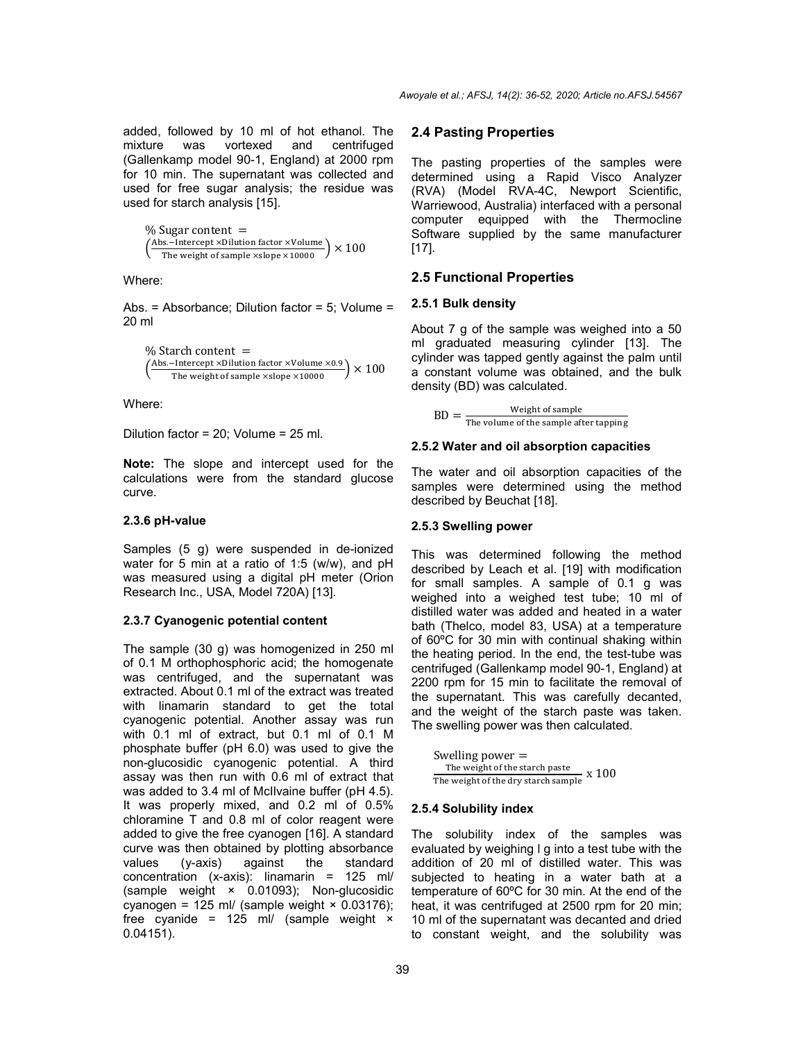added, followed by 10 ml of hot ethanol. The mixture was vortexed and centrifuged (Gallenkamp model 90-1, England) at 2000 rpm for 10 min. The supernatant was collected and used for free sugar analysis; the residue was used for starch analysis [15].

$$\% \text{ Sugar content } = \left(\frac{\text{Abs.}-\text{Intercept} \times \text{Dilution factor} \times \text{Volume}}{\text{The weight of sample} \times \text{slope} \times 10000}\right) \times 100$$

Where:

Abs. = Absorbance; Dilution factor = 5; Volume = 20 ml

$$\% \text{ Starch content } = \left(\frac{\text{Abs.}-\text{Intercept} \times \text{Dilution factor} \times \text{Volume} \times 0.9}{\text{The weight of sample} \times \text{slope} \times 10000}\right) \times 100$$

Where:

Dilution factor = 20; Volume = 25 ml.

**Note:** The slope and intercept used for the calculations were from the standard glucose curve.

#### 2.3.6 pH-value

Samples (5 g) were suspended in de-ionized water for 5 min at a ratio of 1:5 (w/w), and pH was measured using a digital pH meter (Orion Research Inc., USA, Model 720A) [13].

#### 2.3.7 Cyanogenic potential content

The sample (30 g) was homogenized in 250 ml of 0.1 M orthophosphoric acid; the homogenate was centrifuged, and the supernatant was extracted. About 0.1 ml of the extract was treated with linamarin standard to get the total cyanogenic potential. Another assay was run with 0.1 ml of extract, but 0.1 ml of 0.1 M phosphate buffer (pH 6.0) was used to give the non-glucosidic cyanogenic potential. A third assay was then run with 0.6 ml of extract that was added to 3.4 ml of McIlvaine buffer (pH 4.5). It was properly mixed, and 0.2 ml of 0.5% chloramine T and 0.8 ml of color reagent were added to give the free cyanogen [16]. A standard curve was then obtained by plotting absorbance values (y-axis) against the standard concentration (x-axis): linamarin = 125 ml/ (sample weight × 0.01093); Non-glucosidic cyanogen = 125 ml/ (sample weight × 0.03176); free cyanide = 125 ml/ (sample weight × 0.04151).

### 2.4 Pasting Properties

The pasting properties of the samples were determined using a Rapid Visco Analyzer (RVA) (Model RVA-4C, Newport Scientific, Warriewood, Australia) interfaced with a personal computer equipped with the Thermocline Software supplied by the same manufacturer [17].

### 2.5 Functional Properties

#### 2.5.1 Bulk density

About 7 g of the sample was weighed into a 50 ml graduated measuring cylinder [13]. The cylinder was tapped gently against the palm until a constant volume was obtained, and the bulk density (BD) was calculated.

$$\text{BD} = \frac{\text{Weight of sample}}{\text{The volume of the sample after tapping}}$$

#### 2.5.2 Water and oil absorption capacities

The water and oil absorption capacities of the samples were determined using the method described by Beuchat [18].

#### 2.5.3 Swelling power

This was determined following the method described by Leach et al. [19] with modification for small samples. A sample of 0.1 g was weighed into a weighed test tube; 10 ml of distilled water was added and heated in a water bath (Thelco, model 83, USA) at a temperature of 60ºC for 30 min with continual shaking within the heating period. In the end, the test-tube was centrifuged (Gallenkamp model 90-1, England) at 2200 rpm for 15 min to facilitate the removal of the supernatant. This was carefully decanted, and the weight of the starch paste was taken. The swelling power was then calculated.

$$\text{Swelling power} = \frac{\text{The weight of the starch paste}}{\text{The weight of the dry starch sample}} \text{ x } 100$$

#### 2.5.4 Solubility index

The solubility index of the samples was evaluated by weighing l g into a test tube with the addition of 20 ml of distilled water. This was subjected to heating in a water bath at a temperature of 60ºC for 30 min. At the end of the heat, it was centrifuged at 2500 rpm for 20 min; 10 ml of the supernatant was decanted and dried to constant weight, and the solubility was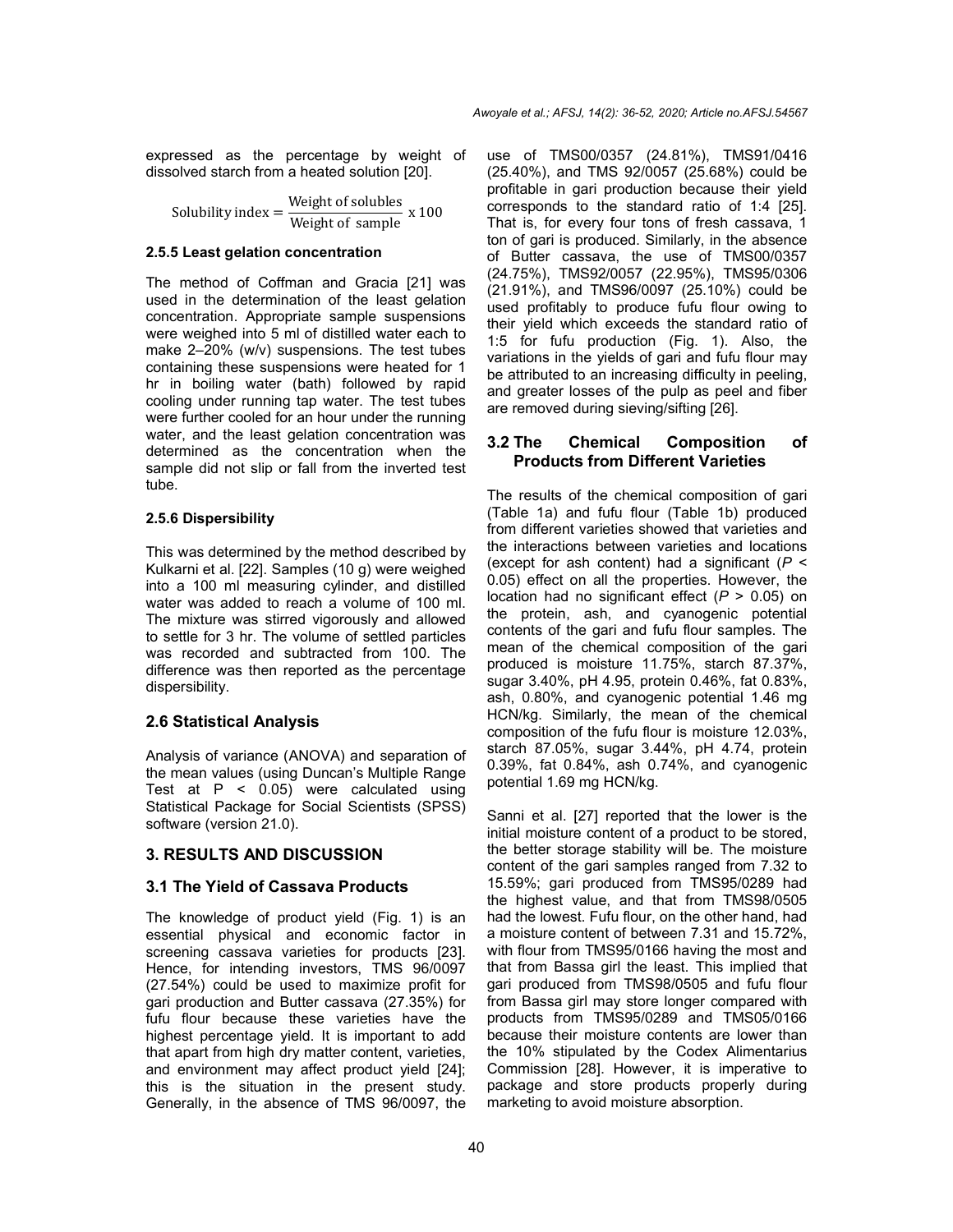expressed as the percentage by weight of dissolved starch from a heated solution [20].

$$\text{Solubility index} = \frac{\text{Weight of solubles}}{\text{Weight of sample}} \times 100$$

#### 2.5.5 Least gelation concentration

The method of Coffman and Gracia [21] was used in the determination of the least gelation concentration. Appropriate sample suspensions were weighed into 5 ml of distilled water each to make 2–20% (w/v) suspensions. The test tubes containing these suspensions were heated for 1 hr in boiling water (bath) followed by rapid cooling under running tap water. The test tubes were further cooled for an hour under the running water, and the least gelation concentration was determined as the concentration when the sample did not slip or fall from the inverted test tube.

#### 2.5.6 Dispersibility

This was determined by the method described by Kulkarni et al. [22]. Samples (10 g) were weighed into a 100 ml measuring cylinder, and distilled water was added to reach a volume of 100 ml. The mixture was stirred vigorously and allowed to settle for 3 hr. The volume of settled particles was recorded and subtracted from 100. The difference was then reported as the percentage dispersibility.

### 2.6 Statistical Analysis

Analysis of variance (ANOVA) and separation of the mean values (using Duncan's Multiple Range Test at $P < 0.05$) were calculated using Statistical Package for Social Scientists (SPSS) software (version 21.0).

## 3. RESULTS AND DISCUSSION

### 3.1 The Yield of Cassava Products

The knowledge of product yield (Fig. 1) is an essential physical and economic factor in screening cassava varieties for products [23]. Hence, for intending investors, TMS 96/0097 (27.54%) could be used to maximize profit for gari production and Butter cassava (27.35%) for fufu flour because these varieties have the highest percentage yield. It is important to add that apart from high dry matter content, varieties, and environment may affect product yield [24]; this is the situation in the present study. Generally, in the absence of TMS 96/0097, the use of TMS00/0357 (24.81%), TMS91/0416 (25.40%), and TMS 92/0057 (25.68%) could be profitable in gari production because their yield corresponds to the standard ratio of 1:4 [25]. That is, for every four tons of fresh cassava, 1 ton of gari is produced. Similarly, in the absence of Butter cassava, the use of TMS00/0357 (24.75%), TMS92/0057 (22.95%), TMS95/0306 (21.91%), and TMS96/0097 (25.10%) could be used profitably to produce fufu flour owing to their yield which exceeds the standard ratio of 1:5 for fufu production (Fig. 1). Also, the variations in the yields of gari and fufu flour may be attributed to an increasing difficulty in peeling, and greater losses of the pulp as peel and fiber are removed during sieving/sifting [26].

### 3.2 The Chemical Composition of Products from Different Varieties

The results of the chemical composition of gari (Table 1a) and fufu flour (Table 1b) produced from different varieties showed that varieties and the interactions between varieties and locations (except for ash content) had a significant ($P < 0.05$) effect on all the properties. However, the location had no significant effect ($P > 0.05$) on the protein, ash, and cyanogenic potential contents of the gari and fufu flour samples. The mean of the chemical composition of the gari produced is moisture 11.75%, starch 87.37%, sugar 3.40%, pH 4.95, protein 0.46%, fat 0.83%, ash, 0.80%, and cyanogenic potential 1.46 mg HCN/kg. Similarly, the mean of the chemical composition of the fufu flour is moisture 12.03%, starch 87.05%, sugar 3.44%, pH 4.74, protein 0.39%, fat 0.84%, ash 0.74%, and cyanogenic potential 1.69 mg HCN/kg.

Sanni et al. [27] reported that the lower is the initial moisture content of a product to be stored, the better storage stability will be. The moisture content of the gari samples ranged from 7.32 to 15.59%; gari produced from TMS95/0289 had the highest value, and that from TMS98/0505 had the lowest. Fufu flour, on the other hand, had a moisture content of between 7.31 and 15.72%, with flour from TMS95/0166 having the most and that from Bassa girl the least. This implied that gari produced from TMS98/0505 and fufu flour from Bassa girl may store longer compared with products from TMS95/0289 and TMS05/0166 because their moisture contents are lower than the 10% stipulated by the Codex Alimentarius Commission [28]. However, it is imperative to package and store products properly during marketing to avoid moisture absorption.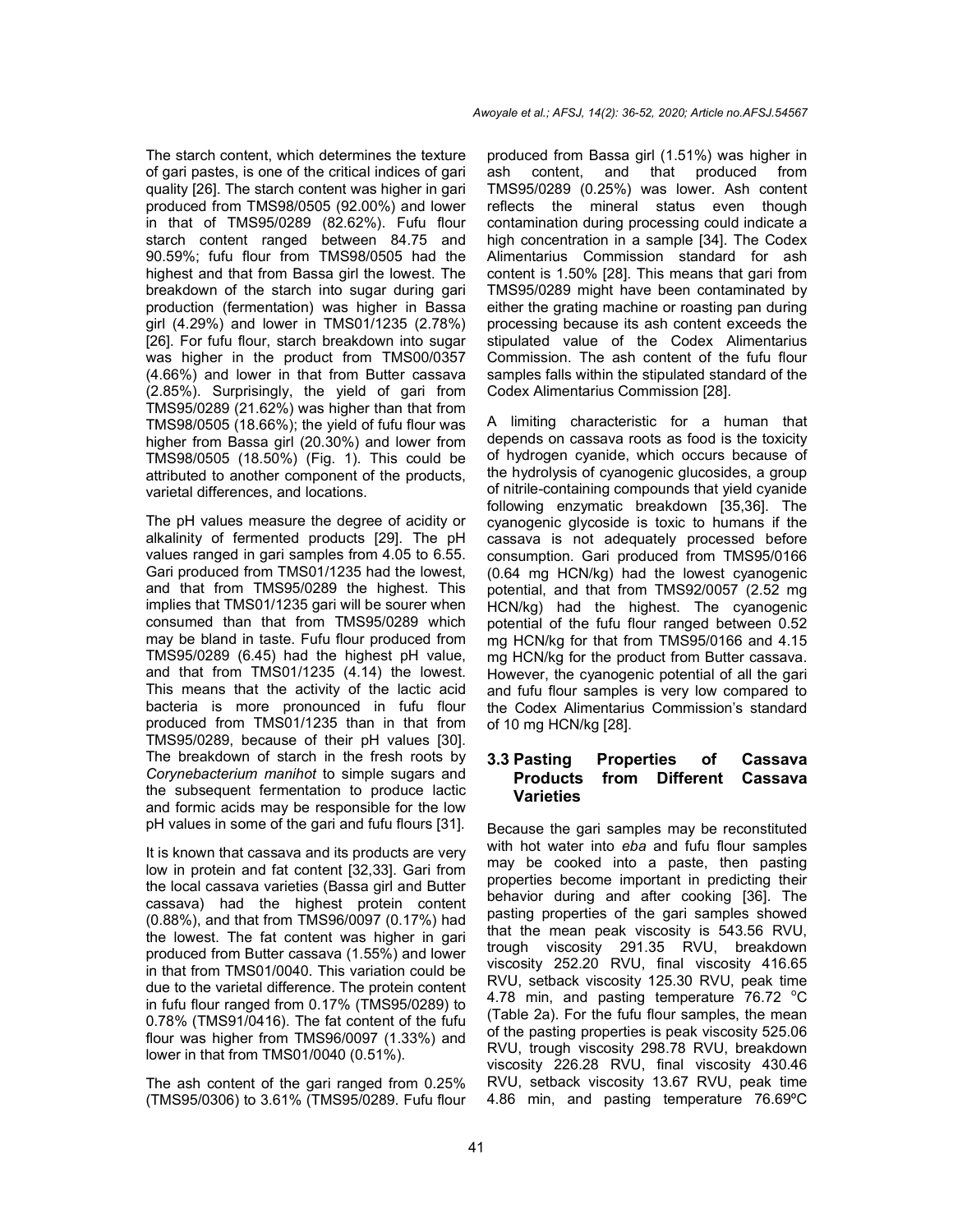The starch content, which determines the texture of gari pastes, is one of the critical indices of gari quality [26]. The starch content was higher in gari produced from TMS98/0505 (92.00%) and lower in that of TMS95/0289 (82.62%). Fufu flour starch content ranged between 84.75 and 90.59%; fufu flour from TMS98/0505 had the highest and that from Bassa girl the lowest. The breakdown of the starch into sugar during gari production (fermentation) was higher in Bassa girl (4.29%) and lower in TMS01/1235 (2.78%) [26]. For fufu flour, starch breakdown into sugar was higher in the product from TMS00/0357 (4.66%) and lower in that from Butter cassava (2.85%). Surprisingly, the yield of gari from TMS95/0289 (21.62%) was higher than that from TMS98/0505 (18.66%); the yield of fufu flour was higher from Bassa girl (20.30%) and lower from TMS98/0505 (18.50%) (Fig. 1). This could be attributed to another component of the products, varietal differences, and locations.

The pH values measure the degree of acidity or alkalinity of fermented products [29]. The pH values ranged in gari samples from 4.05 to 6.55. Gari produced from TMS01/1235 had the lowest, and that from TMS95/0289 the highest. This implies that TMS01/1235 gari will be sourer when consumed than that from TMS95/0289 which may be bland in taste. Fufu flour produced from TMS95/0289 (6.45) had the highest pH value, and that from TMS01/1235 (4.14) the lowest. This means that the activity of the lactic acid bacteria is more pronounced in fufu flour produced from TMS01/1235 than in that from TMS95/0289, because of their pH values [30]. The breakdown of starch in the fresh roots by *Corynebacterium manihot* to simple sugars and the subsequent fermentation to produce lactic and formic acids may be responsible for the low pH values in some of the gari and fufu flours [31].

It is known that cassava and its products are very low in protein and fat content [32,33]. Gari from the local cassava varieties (Bassa girl and Butter cassava) had the highest protein content (0.88%), and that from TMS96/0097 (0.17%) had the lowest. The fat content was higher in gari produced from Butter cassava (1.55%) and lower in that from TMS01/0040. This variation could be due to the varietal difference. The protein content in fufu flour ranged from 0.17% (TMS95/0289) to 0.78% (TMS91/0416). The fat content of the fufu flour was higher from TMS96/0097 (1.33%) and lower in that from TMS01/0040 (0.51%).

The ash content of the gari ranged from 0.25% (TMS95/0306) to 3.61% (TMS95/0289. Fufu flour produced from Bassa girl (1.51%) was higher in ash content, and that produced from TMS95/0289 (0.25%) was lower. Ash content reflects the mineral status even though contamination during processing could indicate a high concentration in a sample [34]. The Codex Alimentarius Commission standard for ash content is 1.50% [28]. This means that gari from TMS95/0289 might have been contaminated by either the grating machine or roasting pan during processing because its ash content exceeds the stipulated value of the Codex Alimentarius Commission. The ash content of the fufu flour samples falls within the stipulated standard of the Codex Alimentarius Commission [28].

A limiting characteristic for a human that depends on cassava roots as food is the toxicity of hydrogen cyanide, which occurs because of the hydrolysis of cyanogenic glucosides, a group of nitrile-containing compounds that yield cyanide following enzymatic breakdown [35,36]. The cyanogenic glycoside is toxic to humans if the cassava is not adequately processed before consumption. Gari produced from TMS95/0166 (0.64 mg HCN/kg) had the lowest cyanogenic potential, and that from TMS92/0057 (2.52 mg HCN/kg) had the highest. The cyanogenic potential of the fufu flour ranged between 0.52 mg HCN/kg for that from TMS95/0166 and 4.15 mg HCN/kg for the product from Butter cassava. However, the cyanogenic potential of all the gari and fufu flour samples is very low compared to the Codex Alimentarius Commission's standard of 10 mg HCN/kg [28].

### 3.3 Pasting Properties of Cassava Products from Different Cassava Varieties

Because the gari samples may be reconstituted with hot water into *eba* and fufu flour samples may be cooked into a paste, then pasting properties become important in predicting their behavior during and after cooking [36]. The pasting properties of the gari samples showed that the mean peak viscosity is 543.56 RVU, trough viscosity 291.35 RVU, breakdown viscosity 252.20 RVU, final viscosity 416.65 RVU, setback viscosity 125.30 RVU, peak time 4.78 min, and pasting temperature 76.72 °C (Table 2a). For the fufu flour samples, the mean of the pasting properties is peak viscosity 525.06 RVU, trough viscosity 298.78 RVU, breakdown viscosity 226.28 RVU, final viscosity 430.46 RVU, setback viscosity 13.67 RVU, peak time 4.86 min, and pasting temperature 76.69ºC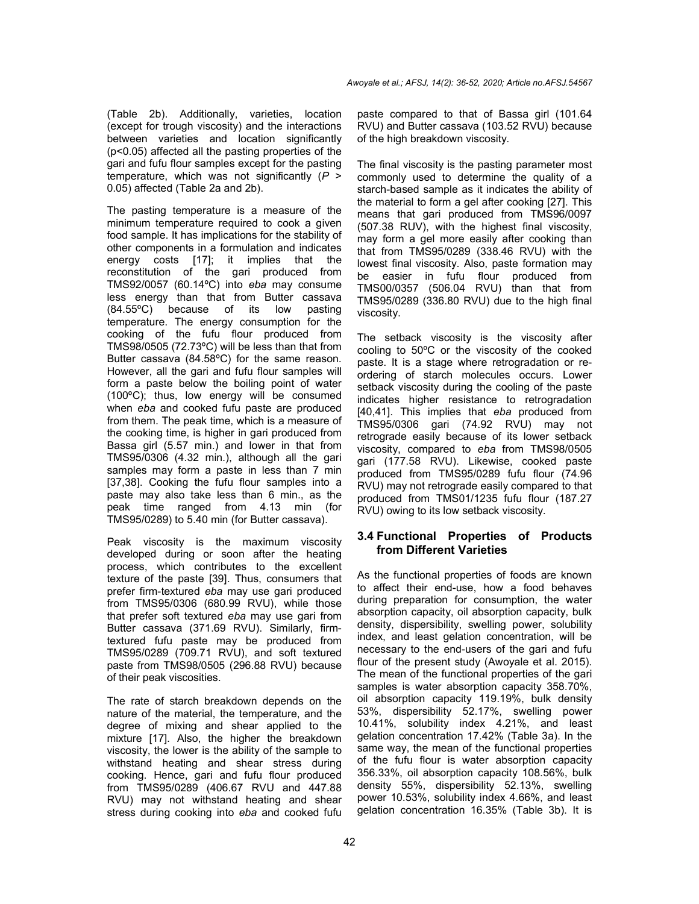(Table 2b). Additionally, varieties, location (except for trough viscosity) and the interactions between varieties and location significantly ($p<0.05$) affected all the pasting properties of the gari and fufu flour samples except for the pasting temperature, which was not significantly ($P > 0.05$) affected (Table 2a and 2b).

The pasting temperature is a measure of the minimum temperature required to cook a given food sample. It has implications for the stability of other components in a formulation and indicates energy costs [17]; it implies that the reconstitution of the gari produced from TMS92/0057 (60.14ºC) into *eba* may consume less energy than that from Butter cassava (84.55ºC) because of its low pasting temperature. The energy consumption for the cooking of the fufu flour produced from TMS98/0505 (72.73ºC) will be less than that from Butter cassava (84.58ºC) for the same reason. However, all the gari and fufu flour samples will form a paste below the boiling point of water (100ºC); thus, low energy will be consumed when *eba* and cooked fufu paste are produced from them. The peak time, which is a measure of the cooking time, is higher in gari produced from Bassa girl (5.57 min.) and lower in that from TMS95/0306 (4.32 min.), although all the gari samples may form a paste in less than 7 min [37,38]. Cooking the fufu flour samples into a paste may also take less than 6 min., as the peak time ranged from 4.13 min (for TMS95/0289) to 5.40 min (for Butter cassava).

Peak viscosity is the maximum viscosity developed during or soon after the heating process, which contributes to the excellent texture of the paste [39]. Thus, consumers that prefer firm-textured *eba* may use gari produced from TMS95/0306 (680.99 RVU), while those that prefer soft textured *eba* may use gari from Butter cassava (371.69 RVU). Similarly, firm-textured fufu paste may be produced from TMS95/0289 (709.71 RVU), and soft textured paste from TMS98/0505 (296.88 RVU) because of their peak viscosities.

The rate of starch breakdown depends on the nature of the material, the temperature, and the degree of mixing and shear applied to the mixture [17]. Also, the higher the breakdown viscosity, the lower is the ability of the sample to withstand heating and shear stress during cooking. Hence, gari and fufu flour produced from TMS95/0289 (406.67 RVU and 447.88 RVU) may not withstand heating and shear stress during cooking into *eba* and cooked fufu paste compared to that of Bassa girl (101.64 RVU) and Butter cassava (103.52 RVU) because of the high breakdown viscosity.

The final viscosity is the pasting parameter most commonly used to determine the quality of a starch-based sample as it indicates the ability of the material to form a gel after cooking [27]. This means that gari produced from TMS96/0097 (507.38 RUV), with the highest final viscosity, may form a gel more easily after cooking than that from TMS95/0289 (338.46 RVU) with the lowest final viscosity. Also, paste formation may be easier in fufu flour produced from TMS00/0357 (506.04 RVU) than that from TMS95/0289 (336.80 RVU) due to the high final viscosity.

The setback viscosity is the viscosity after cooling to 50ºC or the viscosity of the cooked paste. It is a stage where retrogradation or re-ordering of starch molecules occurs. Lower setback viscosity during the cooling of the paste indicates higher resistance to retrogradation [40,41]. This implies that *eba* produced from TMS95/0306 gari (74.92 RVU) may not retrograde easily because of its lower setback viscosity, compared to *eba* from TMS98/0505 gari (177.58 RVU). Likewise, cooked paste produced from TMS95/0289 fufu flour (74.96 RVU) may not retrograde easily compared to that produced from TMS01/1235 fufu flour (187.27 RVU) owing to its low setback viscosity.

### 3.4 Functional Properties of Products from Different Varieties

As the functional properties of foods are known to affect their end-use, how a food behaves during preparation for consumption, the water absorption capacity, oil absorption capacity, bulk density, dispersibility, swelling power, solubility index, and least gelation concentration, will be necessary to the end-users of the gari and fufu flour of the present study (Awoyale et al. 2015). The mean of the functional properties of the gari samples is water absorption capacity 358.70%, oil absorption capacity 119.19%, bulk density 53%, dispersibility 52.17%, swelling power 10.41%, solubility index 4.21%, and least gelation concentration 17.42% (Table 3a). In the same way, the mean of the functional properties of the fufu flour is water absorption capacity 356.33%, oil absorption capacity 108.56%, bulk density 55%, dispersibility 52.13%, swelling power 10.53%, solubility index 4.66%, and least gelation concentration 16.35% (Table 3b). It is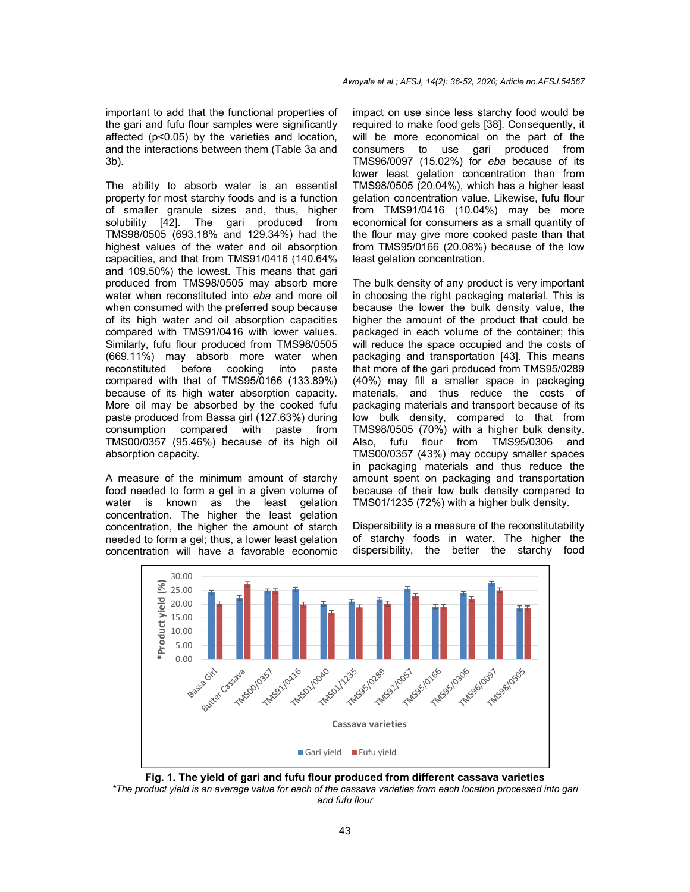important to add that the functional properties of the gari and fufu flour samples were significantly affected ($p<0.05$) by the varieties and location, and the interactions between them (Table 3a and 3b).

The ability to absorb water is an essential property for most starchy foods and is a function of smaller granule sizes and, thus, higher solubility [42]. The gari produced from TMS98/0505 (693.18% and 129.34%) had the highest values of the water and oil absorption capacities, and that from TMS91/0416 (140.64% and 109.50%) the lowest. This means that gari produced from TMS98/0505 may absorb more water when reconstituted into *eba* and more oil when consumed with the preferred soup because of its high water and oil absorption capacities compared with TMS91/0416 with lower values. Similarly, fufu flour produced from TMS98/0505 (669.11%) may absorb more water when reconstituted before cooking into paste compared with that of TMS95/0166 (133.89%) because of its high water absorption capacity. More oil may be absorbed by the cooked fufu paste produced from Bassa girl (127.63%) during consumption compared with paste from TMS00/0357 (95.46%) because of its high oil absorption capacity.

A measure of the minimum amount of starchy food needed to form a gel in a given volume of water is known as the least gelation concentration. The higher the least gelation concentration, the higher the amount of starch needed to form a gel; thus, a lower least gelation concentration will have a favorable economic impact on use since less starchy food would be required to make food gels [38]. Consequently, it will be more economical on the part of the consumers to use gari produced from TMS96/0097 (15.02%) for *eba* because of its lower least gelation concentration than from TMS98/0505 (20.04%), which has a higher least gelation concentration value. Likewise, fufu flour from TMS91/0416 (10.04%) may be more economical for consumers as a small quantity of the flour may give more cooked paste than that from TMS95/0166 (20.08%) because of the low least gelation concentration.

The bulk density of any product is very important in choosing the right packaging material. This is because the lower the bulk density value, the higher the amount of the product that could be packaged in each volume of the container; this will reduce the space occupied and the costs of packaging and transportation [43]. This means that more of the gari produced from TMS95/0289 (40%) may fill a smaller space in packaging materials, and thus reduce the costs of packaging materials and transport because of its low bulk density, compared to that from TMS98/0505 (70%) with a higher bulk density. Also, fufu flour from TMS95/0306 and TMS00/0357 (43%) may occupy smaller spaces in packaging materials and thus reduce the amount spent on packaging and transportation because of their low bulk density compared to TMS01/1235 (72%) with a higher bulk density.

Dispersibility is a measure of the reconstitutability of starchy foods in water. The higher the dispersibility, the better the starchy food

**Fig. 1. The yield of gari and fufu flour produced from different cassava varieties**

*\*The product yield is an average value for each of the cassava varieties from each location processed into gari and fufu flour*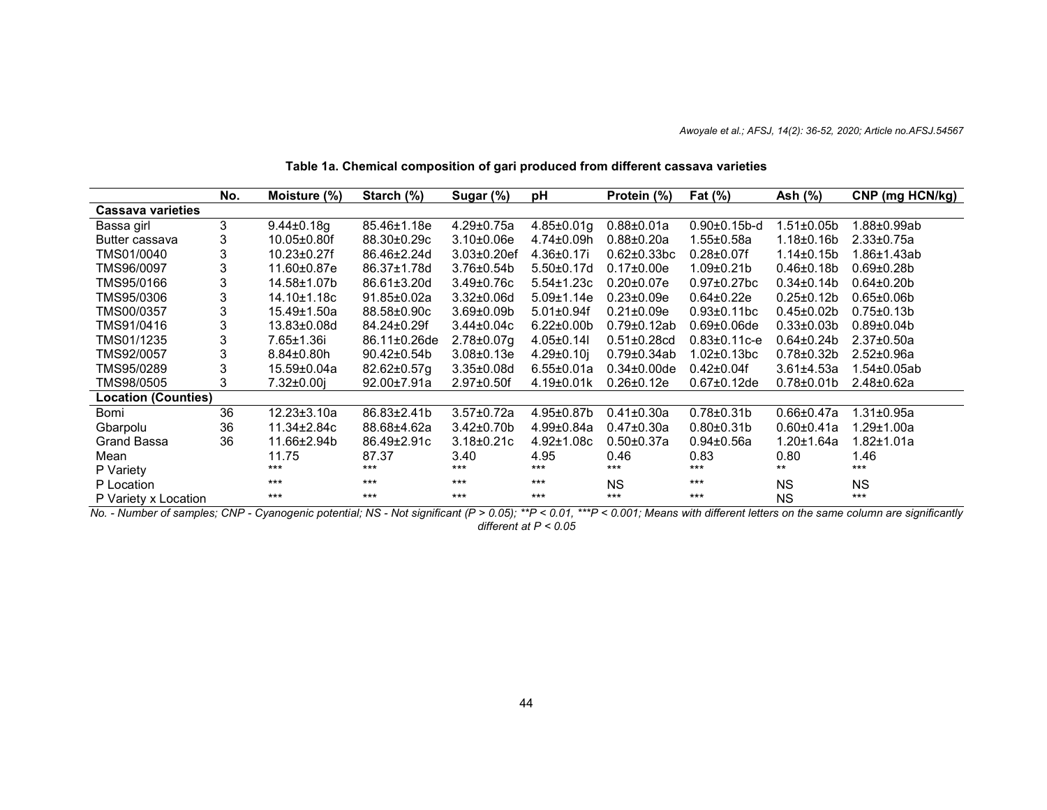**Table 1a. Chemical composition of gari produced from different cassava varieties**

| | No. | Moisture (%) | Starch (%) | Sugar (%) | pH | Protein (%) | Fat (%) | Ash (%) | CNP (mg HCN/kg) |
|---|---|---|---|---|---|---|---|---|---|
| **Cassava varieties** | | | | | | | | | |
| Bassa girl | 3 | 9.44±0.18g | 85.46±1.18e | 4.29±0.75a | 4.85±0.01g | 0.88±0.01a | 0.90±0.15b-d | 1.51±0.05b | 1.88±0.99ab |
| Butter cassava | 3 | 10.05±0.80f | 88.30±0.29c | 3.10±0.06e | 4.74±0.09h | 0.88±0.20a | 1.55±0.58a | 1.18±0.16b | 2.33±0.75a |
| TMS01/0040 | 3 | 10.23±0.27f | 86.46±2.24d | 3.03±0.20ef | 4.36±0.17i | 0.62±0.33bc | 0.28±0.07f | 1.14±0.15b | 1.86±1.43ab |
| TMS96/0097 | 3 | 11.60±0.87e | 86.37±1.78d | 3.76±0.54b | 5.50±0.17d | 0.17±0.00e | 1.09±0.21b | 0.46±0.18b | 0.69±0.28b |
| TMS95/0166 | 3 | 14.58±1.07b | 86.61±3.20d | 3.49±0.76c | 5.54±1.23c | 0.20±0.07e | 0.97±0.27bc | 0.34±0.14b | 0.64±0.20b |
| TMS95/0306 | 3 | 14.10±1.18c | 91.85±0.02a | 3.32±0.06d | 5.09±1.14e | 0.23±0.09e | 0.64±0.22e | 0.25±0.12b | 0.65±0.06b |
| TMS00/0357 | 3 | 15.49±1.50a | 88.58±0.90c | 3.69±0.09b | 5.01±0.94f | 0.21±0.09e | 0.93±0.11bc | 0.45±0.02b | 0.75±0.13b |
| TMS91/0416 | 3 | 13.83±0.08d | 84.24±0.29f | 3.44±0.04c | 6.22±0.00b | 0.79±0.12ab | 0.69±0.06de | 0.33±0.03b | 0.89±0.04b |
| TMS01/1235 | 3 | 7.65±1.36i | 86.11±0.26de | 2.78±0.07g | 4.05±0.14l | 0.51±0.28cd | 0.83±0.11c-e | 0.64±0.24b | 2.37±0.50a |
| TMS92/0057 | 3 | 8.84±0.80h | 90.42±0.54b | 3.08±0.13e | 4.29±0.10j | 0.79±0.34ab | 1.02±0.13bc | 0.78±0.32b | 2.52±0.96a |
| TMS95/0289 | 3 | 15.59±0.04a | 82.62±0.57g | 3.35±0.08d | 6.55±0.01a | 0.34±0.00de | 0.42±0.04f | 3.61±4.53a | 1.54±0.05ab |
| TMS98/0505 | 3 | 7.32±0.00j | 92.00±7.91a | 2.97±0.50f | 4.19±0.01k | 0.26±0.12e | 0.67±0.12de | 0.78±0.01b | 2.48±0.62a |
| **Location (Counties)** | | | | | | | | | |
| Bomi | 36 | 12.23±3.10a | 86.83±2.41b | 3.57±0.72a | 4.95±0.87b | 0.41±0.30a | 0.78±0.31b | 0.66±0.47a | 1.31±0.95a |
| Gbarpolu | 36 | 11.34±2.84c | 88.68±4.62a | 3.42±0.70b | 4.99±0.84a | 0.47±0.30a | 0.80±0.31b | 0.60±0.41a | 1.29±1.00a |
| Grand Bassa | 36 | 11.66±2.94b | 86.49±2.91c | 3.18±0.21c | 4.92±1.08c | 0.50±0.37a | 0.94±0.56a | 1.20±1.64a | 1.82±1.01a |
| Mean | | 11.75 | 87.37 | 3.40 | 4.95 | 0.46 | 0.83 | 0.80 | 1.46 |
| P Variety | | *** | *** | *** | *** | *** | *** | ** | *** |
| P Location | | *** | *** | *** | *** | NS | *** | NS | NS |
| P Variety x Location | | *** | *** | *** | *** | *** | *** | NS | *** |

*No. - Number of samples; CNP - Cyanogenic potential; NS - Not significant (P > 0.05); **P < 0.01, ***P < 0.001; Means with different letters on the same column are significantly different at P < 0.05*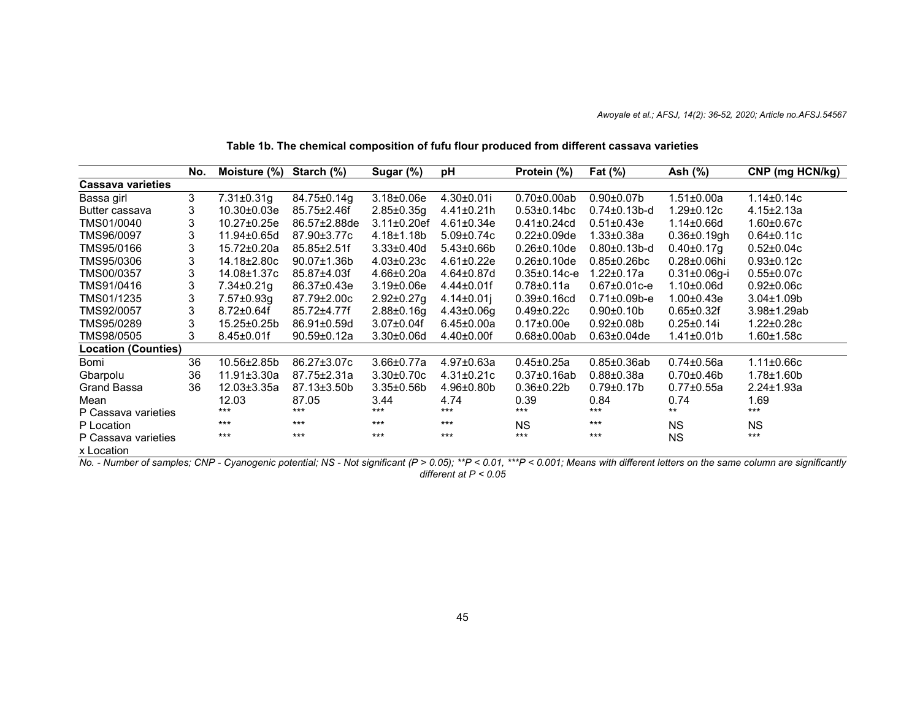**Table 1b. The chemical composition of fufu flour produced from different cassava varieties**

| | No. | Moisture (%) | Starch (%) | Sugar (%) | pH | Protein (%) | Fat (%) | Ash (%) | CNP (mg HCN/kg) |
|---|---|---|---|---|---|---|---|---|---|
| **Cassava varieties** | | | | | | | | | |
| Bassa girl | 3 | 7.31±0.31g | 84.75±0.14g | 3.18±0.06e | 4.30±0.01i | 0.70±0.00ab | 0.90±0.07b | 1.51±0.00a | 1.14±0.14c |
| Butter cassava | 3 | 10.30±0.03e | 85.75±2.46f | 2.85±0.35g | 4.41±0.21h | 0.53±0.14bc | 0.74±0.13b-d | 1.29±0.12c | 4.15±2.13a |
| TMS01/0040 | 3 | 10.27±0.25e | 86.57±2.88de | 3.11±0.20ef | 4.61±0.34e | 0.41±0.24cd | 0.51±0.43e | 1.14±0.66d | 1.60±0.67c |
| TMS96/0097 | 3 | 11.94±0.65d | 87.90±3.77c | 4.18±1.18b | 5.09±0.74c | 0.22±0.09de | 1.33±0.38a | 0.36±0.19gh | 0.64±0.11c |
| TMS95/0166 | 3 | 15.72±0.20a | 85.85±2.51f | 3.33±0.40d | 5.43±0.66b | 0.26±0.10de | 0.80±0.13b-d | 0.40±0.17g | 0.52±0.04c |
| TMS95/0306 | 3 | 14.18±2.80c | 90.07±1.36b | 4.03±0.23c | 4.61±0.22e | 0.26±0.10de | 0.85±0.26bc | 0.28±0.06hi | 0.93±0.12c |
| TMS00/0357 | 3 | 14.08±1.37c | 85.87±4.03f | 4.66±0.20a | 4.64±0.87d | 0.35±0.14c-e | 1.22±0.17a | 0.31±0.06g-i | 0.55±0.07c |
| TMS91/0416 | 3 | 7.34±0.21g | 86.37±0.43e | 3.19±0.06e | 4.44±0.01f | 0.78±0.11a | 0.67±0.01c-e | 1.10±0.06d | 0.92±0.06c |
| TMS01/1235 | 3 | 7.57±0.93g | 87.79±2.00c | 2.92±0.27g | 4.14±0.01j | 0.39±0.16cd | 0.71±0.09b-e | 1.00±0.43e | 3.04±1.09b |
| TMS92/0057 | 3 | 8.72±0.64f | 85.72±4.77f | 2.88±0.16g | 4.43±0.06g | 0.49±0.22c | 0.90±0.10b | 0.65±0.32f | 3.98±1.29ab |
| TMS95/0289 | 3 | 15.25±0.25b | 86.91±0.59d | 3.07±0.04f | 6.45±0.00a | 0.17±0.00e | 0.92±0.08b | 0.25±0.14i | 1.22±0.28c |
| TMS98/0505 | 3 | 8.45±0.01f | 90.59±0.12a | 3.30±0.06d | 4.40±0.00f | 0.68±0.00ab | 0.63±0.04de | 1.41±0.01b | 1.60±1.58c |
| **Location (Counties)** | | | | | | | | | |
| Bomi | 36 | 10.56±2.85b | 86.27±3.07c | 3.66±0.77a | 4.97±0.63a | 0.45±0.25a | 0.85±0.36ab | 0.74±0.56a | 1.11±0.66c |
| Gbarpolu | 36 | 11.91±3.30a | 87.75±2.31a | 3.30±0.70c | 4.31±0.21c | 0.37±0.16ab | 0.88±0.38a | 0.70±0.46b | 1.78±1.60b |
| Grand Bassa | 36 | 12.03±3.35a | 87.13±3.50b | 3.35±0.56b | 4.96±0.80b | 0.36±0.22b | 0.79±0.17b | 0.77±0.55a | 2.24±1.93a |
| Mean | | 12.03 | 87.05 | 3.44 | 4.74 | 0.39 | 0.84 | 0.74 | 1.69 |
| P Cassava varieties | | *** | *** | *** | *** | *** | *** | ** | *** |
| P Location | | *** | *** | *** | *** | NS | *** | NS | NS |
| P Cassava varieties x Location | | *** | *** | *** | *** | *** | *** | NS | *** |

*No. - Number of samples; CNP - Cyanogenic potential; NS - Not significant ($P > 0.05$); \*\*$P < 0.01$, \*\*\*$P < 0.001$; Means with different letters on the same column are significantly different at $P < 0.05$*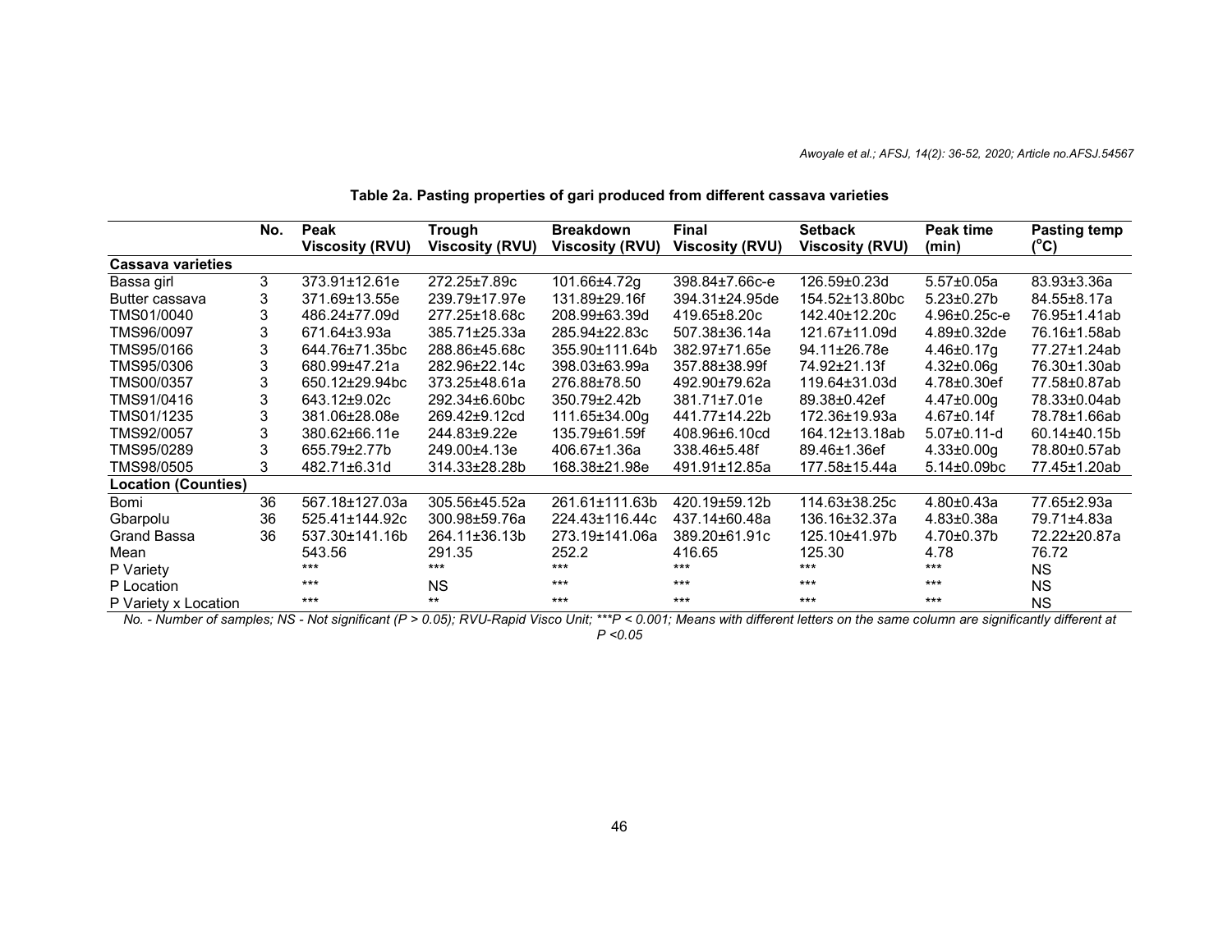**Table 2a. Pasting properties of gari produced from different cassava varieties**

| | No. | Peak Viscosity (RVU) | Trough Viscosity (RVU) | Breakdown Viscosity (RVU) | Final Viscosity (RVU) | Setback Viscosity (RVU) | Peak time (min) | Pasting temp (°C) |
|---|---|---|---|---|---|---|---|---|
| **Cassava varieties** | | | | | | | | |
| Bassa girl | 3 | 373.91±12.61e | 272.25±7.89c | 101.66±4.72g | 398.84±7.66c-e | 126.59±0.23d | 5.57±0.05a | 83.93±3.36a |
| Butter cassava | 3 | 371.69±13.55e | 239.79±17.97e | 131.89±29.16f | 394.31±24.95de | 154.52±13.80bc | 5.23±0.27b | 84.55±8.17a |
| TMS01/0040 | 3 | 486.24±77.09d | 277.25±18.68c | 208.99±63.39d | 419.65±8.20c | 142.40±12.20c | 4.96±0.25c-e | 76.95±1.41ab |
| TMS96/0097 | 3 | 671.64±3.93a | 385.71±25.33a | 285.94±22.83c | 507.38±36.14a | 121.67±11.09d | 4.89±0.32de | 76.16±1.58ab |
| TMS95/0166 | 3 | 644.76±71.35bc | 288.86±45.68c | 355.90±111.64b | 382.97±71.65e | 94.11±26.78e | 4.46±0.17g | 77.27±1.24ab |
| TMS95/0306 | 3 | 680.99±47.21a | 282.96±22.14c | 398.03±63.99a | 357.88±38.99f | 74.92±21.13f | 4.32±0.06g | 76.30±1.30ab |
| TMS00/0357 | 3 | 650.12±29.94bc | 373.25±48.61a | 276.88±78.50 | 492.90±79.62a | 119.64±31.03d | 4.78±0.30ef | 77.58±0.87ab |
| TMS91/0416 | 3 | 643.12±9.02c | 292.34±6.60bc | 350.79±2.42b | 381.71±7.01e | 89.38±0.42ef | 4.47±0.00g | 78.33±0.04ab |
| TMS01/1235 | 3 | 381.06±28.08e | 269.42±9.12cd | 111.65±34.00g | 441.77±14.22b | 172.36±19.93a | 4.67±0.14f | 78.78±1.66ab |
| TMS92/0057 | 3 | 380.62±66.11e | 244.83±9.22e | 135.79±61.59f | 408.96±6.10cd | 164.12±13.18ab | 5.07±0.11-d | 60.14±40.15b |
| TMS95/0289 | 3 | 655.79±2.77b | 249.00±4.13e | 406.67±1.36a | 338.46±5.48f | 89.46±1.36ef | 4.33±0.00g | 78.80±0.57ab |
| TMS98/0505 | 3 | 482.71±6.31d | 314.33±28.28b | 168.38±21.98e | 491.91±12.85a | 177.58±15.44a | 5.14±0.09bc | 77.45±1.20ab |
| **Location (Counties)** | | | | | | | | |
| Bomi | 36 | 567.18±127.03a | 305.56±45.52a | 261.61±111.63b | 420.19±59.12b | 114.63±38.25c | 4.80±0.43a | 77.65±2.93a |
| Gbarpolu | 36 | 525.41±144.92c | 300.98±59.76a | 224.43±116.44c | 437.14±60.48a | 136.16±32.37a | 4.83±0.38a | 79.71±4.83a |
| Grand Bassa | 36 | 537.30±141.16b | 264.11±36.13b | 273.19±141.06a | 389.20±61.91c | 125.10±41.97b | 4.70±0.37b | 72.22±20.87a |
| Mean | | 543.56 | 291.35 | 252.2 | 416.65 | 125.30 | 4.78 | 76.72 |
| P Variety | | *** | *** | *** | *** | *** | *** | NS |
| P Location | | *** | NS | *** | *** | *** | *** | NS |
| P Variety x Location | | *** | ** | *** | *** | *** | *** | NS |

*No. - Number of samples; NS - Not significant (P > 0.05); RVU-Rapid Visco Unit; ***P < 0.001; Means with different letters on the same column are significantly different at P <0.05*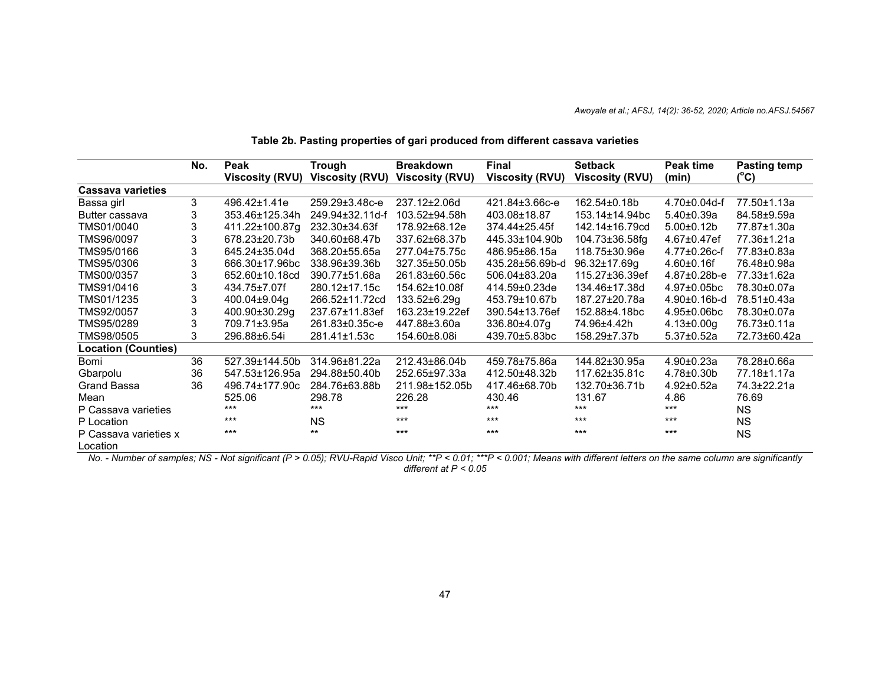**Table 2b. Pasting properties of gari produced from different cassava varieties**

| | No. | Peak Viscosity (RVU) | Trough Viscosity (RVU) | Breakdown Viscosity (RVU) | Final Viscosity (RVU) | Setback Viscosity (RVU) | Peak time (min) | Pasting temp (°C) |
|---|---|---|---|---|---|---|---|---|
| **Cassava varieties** | | | | | | | | |
| Bassa girl | 3 | 496.42±1.41e | 259.29±3.48c-e | 237.12±2.06d | 421.84±3.66c-e | 162.54±0.18b | 4.70±0.04d-f | 77.50±1.13a |
| Butter cassava | 3 | 353.46±125.34h | 249.94±32.11d-f | 103.52±94.58h | 403.08±18.87 | 153.14±14.94bc | 5.40±0.39a | 84.58±9.59a |
| TMS01/0040 | 3 | 411.22±100.87g | 232.30±34.63f | 178.92±68.12e | 374.44±25.45f | 142.14±16.79cd | 5.00±0.12b | 77.87±1.30a |
| TMS96/0097 | 3 | 678.23±20.73b | 340.60±68.47b | 337.62±68.37b | 445.33±104.90b | 104.73±36.58fg | 4.67±0.47ef | 77.36±1.21a |
| TMS95/0166 | 3 | 645.24±35.04d | 368.20±55.65a | 277.04±75.75c | 486.95±86.15a | 118.75±30.96e | 4.77±0.26c-f | 77.83±0.83a |
| TMS95/0306 | 3 | 666.30±17.96bc | 338.96±39.36b | 327.35±50.05b | 435.28±56.69b-d | 96.32±17.69g | 4.60±0.16f | 76.48±0.98a |
| TMS00/0357 | 3 | 652.60±10.18cd | 390.77±51.68a | 261.83±60.56c | 506.04±83.20a | 115.27±36.39ef | 4.87±0.28b-e | 77.33±1.62a |
| TMS91/0416 | 3 | 434.75±7.07f | 280.12±17.15c | 154.62±10.08f | 414.59±0.23de | 134.46±17.38d | 4.97±0.05bc | 78.30±0.07a |
| TMS01/1235 | 3 | 400.04±9.04g | 266.52±11.72cd | 133.52±6.29g | 453.79±10.67b | 187.27±20.78a | 4.90±0.16b-d | 78.51±0.43a |
| TMS92/0057 | 3 | 400.90±30.29g | 237.67±11.83ef | 163.23±19.22ef | 390.54±13.76ef | 152.88±4.18bc | 4.95±0.06bc | 78.30±0.07a |
| TMS95/0289 | 3 | 709.71±3.95a | 261.83±0.35c-e | 447.88±3.60a | 336.80±4.07g | 74.96±4.42h | 4.13±0.00g | 76.73±0.11a |
| TMS98/0505 | 3 | 296.88±6.54i | 281.41±1.53c | 154.60±8.08i | 439.70±5.83bc | 158.29±7.37b | 5.37±0.52a | 72.73±60.42a |
| **Location (Counties)** | | | | | | | | |
| Bomi | 36 | 527.39±144.50b | 314.96±81.22a | 212.43±86.04b | 459.78±75.86a | 144.82±30.95a | 4.90±0.23a | 78.28±0.66a |
| Gbarpolu | 36 | 547.53±126.95a | 294.88±50.40b | 252.65±97.33a | 412.50±48.32b | 117.62±35.81c | 4.78±0.30b | 77.18±1.17a |
| Grand Bassa | 36 | 496.74±177.90c | 284.76±63.88b | 211.98±152.05b | 417.46±68.70b | 132.70±36.71b | 4.92±0.52a | 74.3±22.21a |
| Mean | | 525.06 | 298.78 | 226.28 | 430.46 | 131.67 | 4.86 | 76.69 |
| P Cassava varieties | | *** | *** | *** | *** | *** | *** | NS |
| P Location | | *** | NS | *** | *** | *** | *** | NS |
| P Cassava varieties x Location | | *** | ** | *** | *** | *** | *** | NS |

*No. - Number of samples; NS - Not significant ($P > 0.05$); RVU-Rapid Visco Unit; **$P < 0.01$; ***$P < 0.001$; Means with different letters on the same column are significantly different at $P < 0.05$*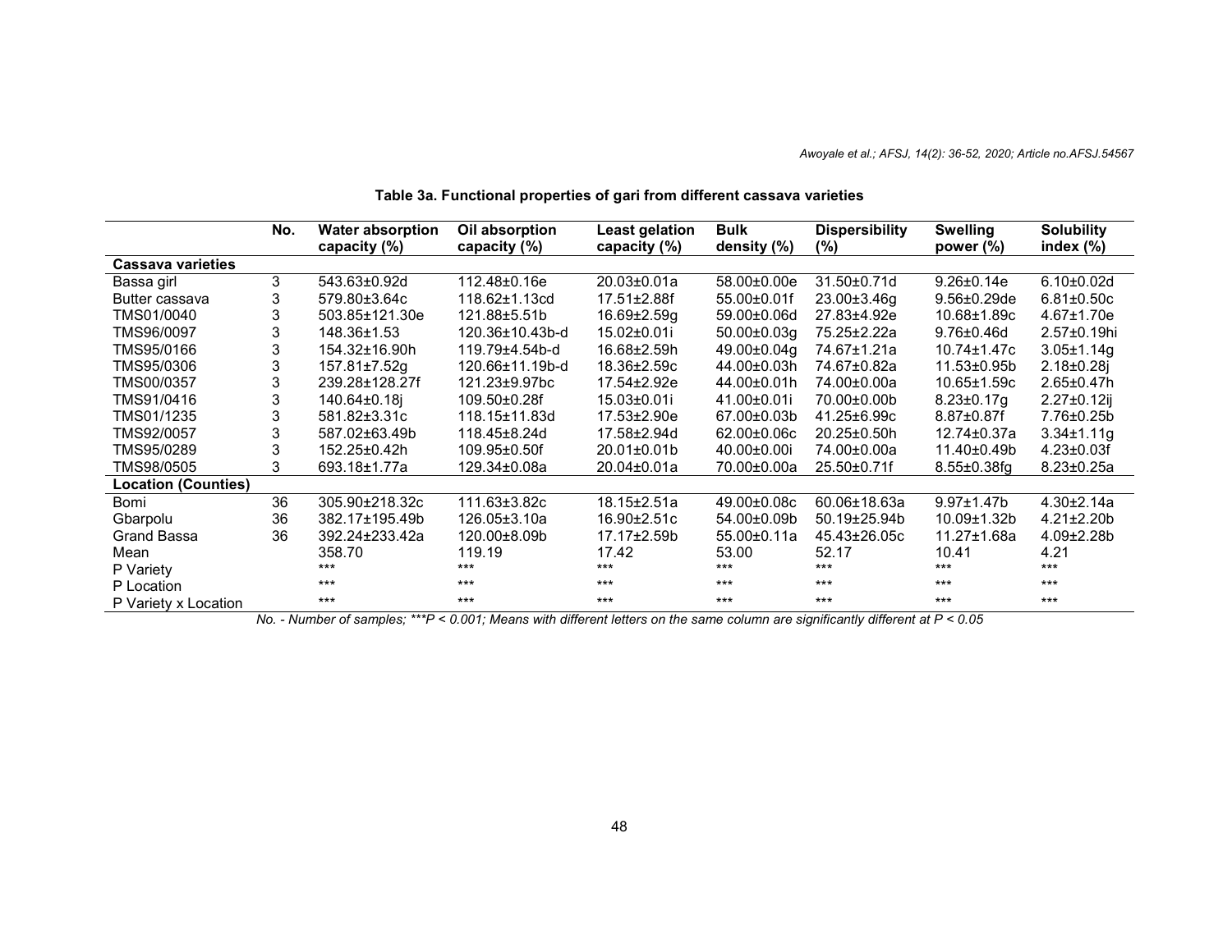**Table 3a. Functional properties of gari from different cassava varieties**

| | No. | Water absorption capacity (%) | Oil absorption capacity (%) | Least gelation capacity (%) | Bulk density (%) | Dispersibility (%) | Swelling power (%) | Solubility index (%) |
|---|---|---|---|---|---|---|---|---|
| **Cassava varieties** | | | | | | | | |
| Bassa girl | 3 | 543.63±0.92d | 112.48±0.16e | 20.03±0.01a | 58.00±0.00e | 31.50±0.71d | 9.26±0.14e | 6.10±0.02d |
| Butter cassava | 3 | 579.80±3.64c | 118.62±1.13cd | 17.51±2.88f | 55.00±0.01f | 23.00±3.46g | 9.56±0.29de | 6.81±0.50c |
| TMS01/0040 | 3 | 503.85±121.30e | 121.88±5.51b | 16.69±2.59g | 59.00±0.06d | 27.83±4.92e | 10.68±1.89c | 4.67±1.70e |
| TMS96/0097 | 3 | 148.36±1.53 | 120.36±10.43b-d | 15.02±0.01i | 50.00±0.03g | 75.25±2.22a | 9.76±0.46d | 2.57±0.19hi |
| TMS95/0166 | 3 | 154.32±16.90h | 119.79±4.54b-d | 16.68±2.59h | 49.00±0.04g | 74.67±1.21a | 10.74±1.47c | 3.05±1.14g |
| TMS95/0306 | 3 | 157.81±7.52g | 120.66±11.19b-d | 18.36±2.59c | 44.00±0.03h | 74.67±0.82a | 11.53±0.95b | 2.18±0.28j |
| TMS00/0357 | 3 | 239.28±128.27f | 121.23±9.97bc | 17.54±2.92e | 44.00±0.01h | 74.00±0.00a | 10.65±1.59c | 2.65±0.47h |
| TMS91/0416 | 3 | 140.64±0.18j | 109.50±0.28f | 15.03±0.01i | 41.00±0.01i | 70.00±0.00b | 8.23±0.17g | 2.27±0.12ij |
| TMS01/1235 | 3 | 581.82±3.31c | 118.15±11.83d | 17.53±2.90e | 67.00±0.03b | 41.25±6.99c | 8.87±0.87f | 7.76±0.25b |
| TMS92/0057 | 3 | 587.02±63.49b | 118.45±8.24d | 17.58±2.94d | 62.00±0.06c | 20.25±0.50h | 12.74±0.37a | 3.34±1.11g |
| TMS95/0289 | 3 | 152.25±0.42h | 109.95±0.50f | 20.01±0.01b | 40.00±0.00i | 74.00±0.00a | 11.40±0.49b | 4.23±0.03f |
| TMS98/0505 | 3 | 693.18±1.77a | 129.34±0.08a | 20.04±0.01a | 70.00±0.00a | 25.50±0.71f | 8.55±0.38fg | 8.23±0.25a |
| **Location (Counties)** | | | | | | | | |
| Bomi | 36 | 305.90±218.32c | 111.63±3.82c | 18.15±2.51a | 49.00±0.08c | 60.06±18.63a | 9.97±1.47b | 4.30±2.14a |
| Gbarpolu | 36 | 382.17±195.49b | 126.05±3.10a | 16.90±2.51c | 54.00±0.09b | 50.19±25.94b | 10.09±1.32b | 4.21±2.20b |
| Grand Bassa | 36 | 392.24±233.42a | 120.00±8.09b | 17.17±2.59b | 55.00±0.11a | 45.43±26.05c | 11.27±1.68a | 4.09±2.28b |
| Mean | | 358.70 | 119.19 | 17.42 | 53.00 | 52.17 | 10.41 | 4.21 |
| P Variety | | *** | *** | *** | *** | *** | *** | *** |
| P Location | | *** | *** | *** | *** | *** | *** | *** |
| P Variety x Location | | *** | *** | *** | *** | *** | *** | *** |

*No. - Number of samples; ***P < 0.001; Means with different letters on the same column are significantly different at P < 0.05*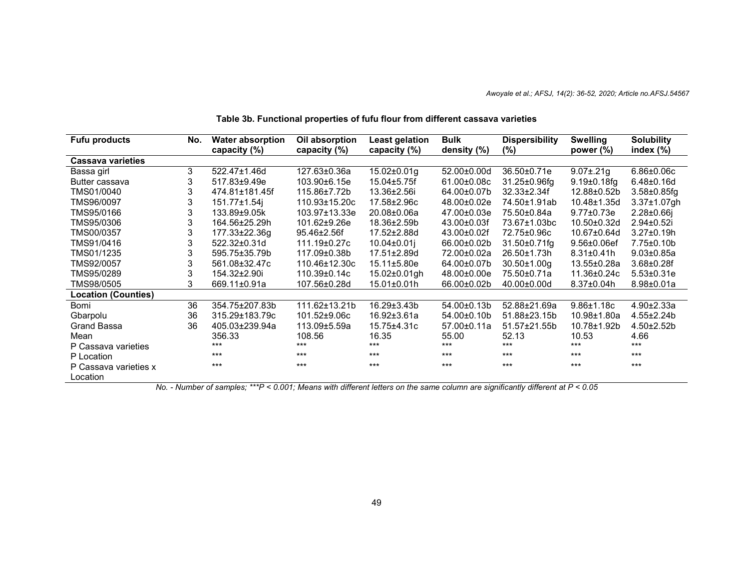**Table 3b. Functional properties of fufu flour from different cassava varieties**

| Fufu products | No. | Water absorption capacity (%) | Oil absorption capacity (%) | Least gelation capacity (%) | Bulk density (%) | Dispersibility (%) | Swelling power (%) | Solubility index (%) |
|---|---|---|---|---|---|---|---|---|
| **Cassava varieties** | | | | | | | | |
| Bassa girl | 3 | 522.47±1.46d | 127.63±0.36a | 15.02±0.01g | 52.00±0.00d | 36.50±0.71e | 9.07±.21g | 6.86±0.06c |
| Butter cassava | 3 | 517.83±9.49e | 103.90±6.15e | 15.04±5.75f | 61.00±0.08c | 31.25±0.96fg | 9.19±0.18fg | 6.48±0.16d |
| TMS01/0040 | 3 | 474.81±181.45f | 115.86±7.72b | 13.36±2.56i | 64.00±0.07b | 32.33±2.34f | 12.88±0.52b | 3.58±0.85fg |
| TMS96/0097 | 3 | 151.77±1.54j | 110.93±15.20c | 17.58±2.96c | 48.00±0.02e | 74.50±1.91ab | 10.48±1.35d | 3.37±1.07gh |
| TMS95/0166 | 3 | 133.89±9.05k | 103.97±13.33e | 20.08±0.06a | 47.00±0.03e | 75.50±0.84a | 9.77±0.73e | 2.28±0.66j |
| TMS95/0306 | 3 | 164.56±25.29h | 101.62±9.26e | 18.36±2.59b | 43.00±0.03f | 73.67±1.03bc | 10.50±0.32d | 2.94±0.52i |
| TMS00/0357 | 3 | 177.33±22.36g | 95.46±2.56f | 17.52±2.88d | 43.00±0.02f | 72.75±0.96c | 10.67±0.64d | 3.27±0.19h |
| TMS91/0416 | 3 | 522.32±0.31d | 111.19±0.27c | 10.04±0.01j | 66.00±0.02b | 31.50±0.71fg | 9.56±0.06ef | 7.75±0.10b |
| TMS01/1235 | 3 | 595.75±35.79b | 117.09±0.38b | 17.51±2.89d | 72.00±0.02a | 26.50±1.73h | 8.31±0.41h | 9.03±0.85a |
| TMS92/0057 | 3 | 561.08±32.47c | 110.46±12.30c | 15.11±5.80e | 64.00±0.07b | 30.50±1.00g | 13.55±0.28a | 3.68±0.28f |
| TMS95/0289 | 3 | 154.32±2.90i | 110.39±0.14c | 15.02±0.01gh | 48.00±0.00e | 75.50±0.71a | 11.36±0.24c | 5.53±0.31e |
| TMS98/0505 | 3 | 669.11±0.91a | 107.56±0.28d | 15.01±0.01h | 66.00±0.02b | 40.00±0.00d | 8.37±0.04h | 8.98±0.01a |
| **Location (Counties)** | | | | | | | | |
| Bomi | 36 | 354.75±207.83b | 111.62±13.21b | 16.29±3.43b | 54.00±0.13b | 52.88±21.69a | 9.86±1.18c | 4.90±2.33a |
| Gbarpolu | 36 | 315.29±183.79c | 101.52±9.06c | 16.92±3.61a | 54.00±0.10b | 51.88±23.15b | 10.98±1.80a | 4.55±2.24b |
| Grand Bassa | 36 | 405.03±239.94a | 113.09±5.59a | 15.75±4.31c | 57.00±0.11a | 51.57±21.55b | 10.78±1.92b | 4.50±2.52b |
| Mean | | 356.33 | 108.56 | 16.35 | 55.00 | 52.13 | 10.53 | 4.66 |
| P Cassava varieties | | *** | *** | *** | *** | *** | *** | *** |
| P Location | | *** | *** | *** | *** | *** | *** | *** |
| P Cassava varieties x Location | | *** | *** | *** | *** | *** | *** | *** |

*No. - Number of samples; ***P < 0.001; Means with different letters on the same column are significantly different at P < 0.05*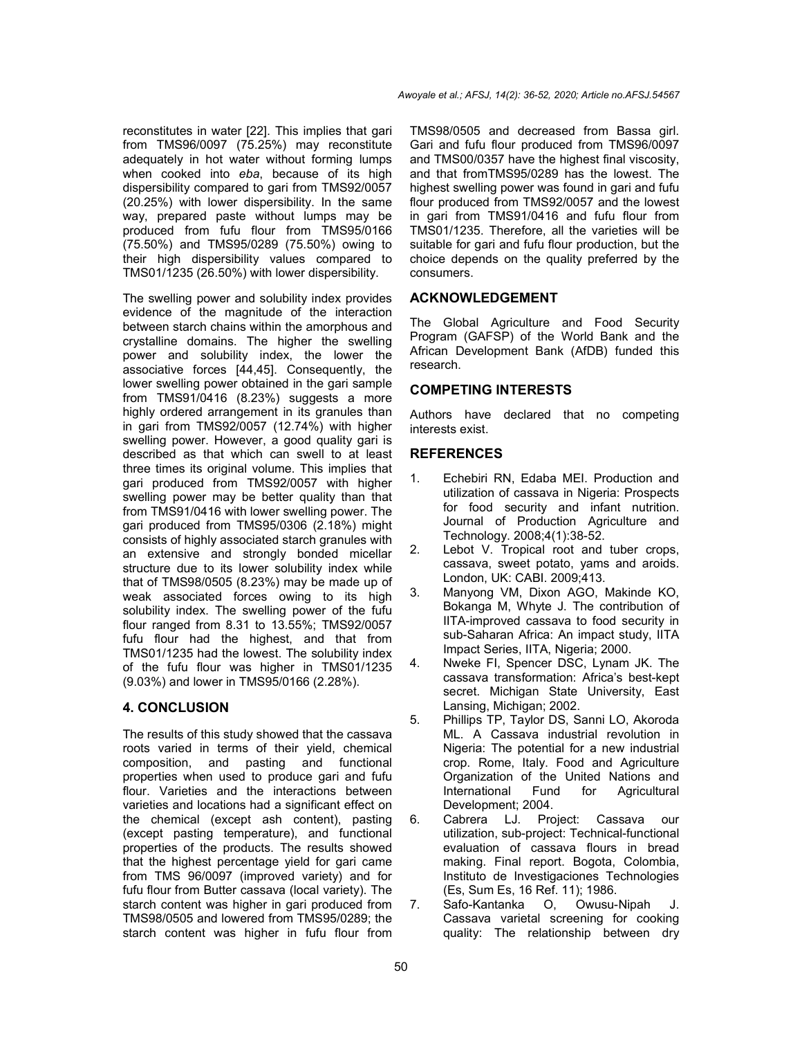reconstitutes in water [22]. This implies that gari from TMS96/0097 (75.25%) may reconstitute adequately in hot water without forming lumps when cooked into *eba*, because of its high dispersibility compared to gari from TMS92/0057 (20.25%) with lower dispersibility. In the same way, prepared paste without lumps may be produced from fufu flour from TMS95/0166 (75.50%) and TMS95/0289 (75.50%) owing to their high dispersibility values compared to TMS01/1235 (26.50%) with lower dispersibility.

The swelling power and solubility index provides evidence of the magnitude of the interaction between starch chains within the amorphous and crystalline domains. The higher the swelling power and solubility index, the lower the associative forces [44,45]. Consequently, the lower swelling power obtained in the gari sample from TMS91/0416 (8.23%) suggests a more highly ordered arrangement in its granules than in gari from TMS92/0057 (12.74%) with higher swelling power. However, a good quality gari is described as that which can swell to at least three times its original volume. This implies that gari produced from TMS92/0057 with higher swelling power may be better quality than that from TMS91/0416 with lower swelling power. The gari produced from TMS95/0306 (2.18%) might consists of highly associated starch granules with an extensive and strongly bonded micellar structure due to its lower solubility index while that of TMS98/0505 (8.23%) may be made up of weak associated forces owing to its high solubility index. The swelling power of the fufu flour ranged from 8.31 to 13.55%; TMS92/0057 fufu flour had the highest, and that from TMS01/1235 had the lowest. The solubility index of the fufu flour was higher in TMS01/1235 (9.03%) and lower in TMS95/0166 (2.28%).

## 4. CONCLUSION

The results of this study showed that the cassava roots varied in terms of their yield, chemical composition, and pasting and functional properties when used to produce gari and fufu flour. Varieties and the interactions between varieties and locations had a significant effect on the chemical (except ash content), pasting (except pasting temperature), and functional properties of the products. The results showed that the highest percentage yield for gari came from TMS 96/0097 (improved variety) and for fufu flour from Butter cassava (local variety). The starch content was higher in gari produced from TMS98/0505 and lowered from TMS95/0289; the starch content was higher in fufu flour from TMS98/0505 and decreased from Bassa girl. Gari and fufu flour produced from TMS96/0097 and TMS00/0357 have the highest final viscosity, and that fromTMS95/0289 has the lowest. The highest swelling power was found in gari and fufu flour produced from TMS92/0057 and the lowest in gari from TMS91/0416 and fufu flour from TMS01/1235. Therefore, all the varieties will be suitable for gari and fufu flour production, but the choice depends on the quality preferred by the consumers.

## ACKNOWLEDGEMENT

The Global Agriculture and Food Security Program (GAFSP) of the World Bank and the African Development Bank (AfDB) funded this research.

## COMPETING INTERESTS

Authors have declared that no competing interests exist.

## REFERENCES

1. Echebiri RN, Edaba MEI. Production and utilization of cassava in Nigeria: Prospects for food security and infant nutrition. Journal of Production Agriculture and Technology. 2008;4(1):38-52.
2. Lebot V. Tropical root and tuber crops, cassava, sweet potato, yams and aroids. London, UK: CABI. 2009;413.
3. Manyong VM, Dixon AGO, Makinde KO, Bokanga M, Whyte J. The contribution of IITA-improved cassava to food security in sub-Saharan Africa: An impact study, IITA Impact Series, IITA, Nigeria; 2000.
4. Nweke FI, Spencer DSC, Lynam JK. The cassava transformation: Africa's best-kept secret. Michigan State University, East Lansing, Michigan; 2002.
5. Phillips TP, Taylor DS, Sanni LO, Akoroda ML. A Cassava industrial revolution in Nigeria: The potential for a new industrial crop. Rome, Italy. Food and Agriculture Organization of the United Nations and International Fund for Agricultural Development; 2004.
6. Cabrera LJ. Project: Cassava our utilization, sub-project: Technical-functional evaluation of cassava flours in bread making. Final report. Bogota, Colombia, Instituto de Investigaciones Technologies (Es, Sum Es, 16 Ref. 11); 1986.
7. Safo-Kantanka O, Owusu-Nipah J. Cassava varietal screening for cooking quality: The relationship between dry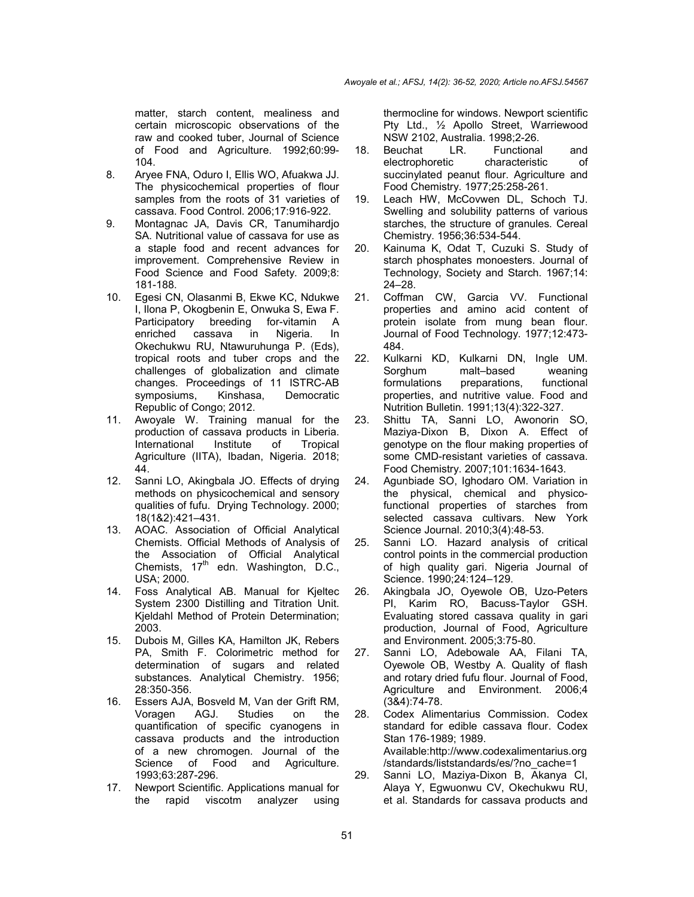matter, starch content, mealiness and certain microscopic observations of the raw and cooked tuber, Journal of Science of Food and Agriculture. 1992;60:99-104.

8. Aryee FNA, Oduro I, Ellis WO, Afuakwa JJ. The physicochemical properties of flour samples from the roots of 31 varieties of cassava. Food Control. 2006;17:916-922.
9. Montagnac JA, Davis CR, Tanumihardjo SA. Nutritional value of cassava for use as a staple food and recent advances for improvement. Comprehensive Review in Food Science and Food Safety. 2009;8: 181-188.
10. Egesi CN, Olasanmi B, Ekwe KC, Ndukwe I, Ilona P, Okogbenin E, Onwuka S, Ewa F. Participatory breeding for-vitamin A enriched cassava in Nigeria. In Okechukwu RU, Ntawuruhunga P. (Eds), tropical roots and tuber crops and the challenges of globalization and climate changes. Proceedings of 11 ISTRC-AB symposiums, Kinshasa, Democratic Republic of Congo; 2012.
11. Awoyale W. Training manual for the production of cassava products in Liberia. International Institute of Tropical Agriculture (IITA), Ibadan, Nigeria. 2018; 44.
12. Sanni LO, Akingbala JO. Effects of drying methods on physicochemical and sensory qualities of fufu. Drying Technology. 2000; 18(1&2):421–431.
13. AOAC. Association of Official Analytical Chemists. Official Methods of Analysis of the Association of Official Analytical Chemists, 17th edn. Washington, D.C., USA; 2000.
14. Foss Analytical AB. Manual for Kjeltec System 2300 Distilling and Titration Unit. Kjeldahl Method of Protein Determination; 2003.
15. Dubois M, Gilles KA, Hamilton JK, Rebers PA, Smith F. Colorimetric method for determination of sugars and related substances. Analytical Chemistry. 1956; 28:350-356.
16. Essers AJA, Bosveld M, Van der Grift RM, Voragen AGJ. Studies on the quantification of specific cyanogens in cassava products and the introduction of a new chromogen. Journal of the Science of Food and Agriculture. 1993;63:287-296.
17. Newport Scientific. Applications manual for the rapid viscotm analyzer using thermocline for windows. Newport scientific Pty Ltd., ½ Apollo Street, Warriewood NSW 2102, Australia. 1998;2-26.
18. Beuchat LR. Functional and electrophoretic characteristic of succinylated peanut flour. Agriculture and Food Chemistry. 1977;25:258-261.
19. Leach HW, McCovwen DL, Schoch TJ. Swelling and solubility patterns of various starches, the structure of granules. Cereal Chemistry. 1956;36:534-544.
20. Kainuma K, Odat T, Cuzuki S. Study of starch phosphates monoesters. Journal of Technology, Society and Starch. 1967;14: 24–28.
21. Coffman CW, Garcia VV. Functional properties and amino acid content of protein isolate from mung bean flour. Journal of Food Technology. 1977;12:473-484.
22. Kulkarni KD, Kulkarni DN, Ingle UM. Sorghum malt–based weaning formulations preparations, functional properties, and nutritive value. Food and Nutrition Bulletin. 1991;13(4):322-327.
23. Shittu TA, Sanni LO, Awonorin SO, Maziya-Dixon B, Dixon A. Effect of genotype on the flour making properties of some CMD-resistant varieties of cassava. Food Chemistry. 2007;101:1634-1643.
24. Agunbiade SO, Ighodaro OM. Variation in the physical, chemical and physico-functional properties of starches from selected cassava cultivars. New York Science Journal. 2010;3(4):48-53.
25. Sanni LO. Hazard analysis of critical control points in the commercial production of high quality gari. Nigeria Journal of Science. 1990;24:124–129.
26. Akingbala JO, Oyewole OB, Uzo-Peters PI, Karim RO, Bacuss-Taylor GSH. Evaluating stored cassava quality in gari production, Journal of Food, Agriculture and Environment. 2005;3:75-80.
27. Sanni LO, Adebowale AA, Filani TA, Oyewole OB, Westby A. Quality of flash and rotary dried fufu flour. Journal of Food, Agriculture and Environment. 2006;4 (3&4):74-78.
28. Codex Alimentarius Commission. Codex standard for edible cassava flour. Codex Stan 176-1989; 1989. Available:http://www.codexalimentarius.org/standards/liststandards/es/?no_cache=1
29. Sanni LO, Maziya-Dixon B, Akanya CI, Alaya Y, Egwuonwu CV, Okechukwu RU, et al. Standards for cassava products and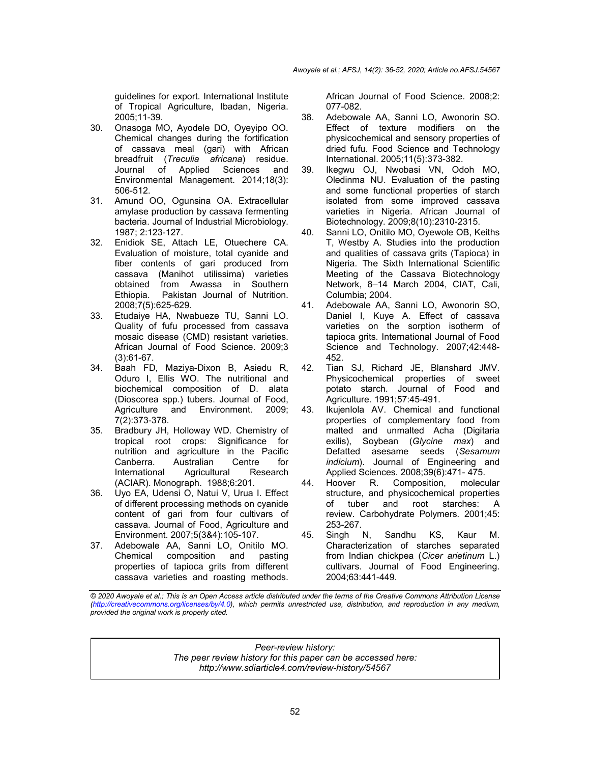guidelines for export. International Institute of Tropical Agriculture, Ibadan, Nigeria. 2005;11-39.

30. Onasoga MO, Ayodele DO, Oyeyipo OO. Chemical changes during the fortification of cassava meal (gari) with African breadfruit (*Treculia africana*) residue. Journal of Applied Sciences and Environmental Management. 2014;18(3): 506-512.
31. Amund OO, Ogunsina OA. Extracellular amylase production by cassava fermenting bacteria. Journal of Industrial Microbiology. 1987; 2:123-127.
32. Enidiok SE, Attach LE, Otuechere CA. Evaluation of moisture, total cyanide and fiber contents of gari produced from cassava (Manihot utilissima) varieties obtained from Awassa in Southern Ethiopia. Pakistan Journal of Nutrition. 2008;7(5):625-629.
33. Etudaiye HA, Nwabueze TU, Sanni LO. Quality of fufu processed from cassava mosaic disease (CMD) resistant varieties. African Journal of Food Science. 2009;3 (3):61-67.
34. Baah FD, Maziya-Dixon B, Asiedu R, Oduro I, Ellis WO. The nutritional and biochemical composition of D. alata (Dioscorea spp.) tubers. Journal of Food, Agriculture and Environment. 2009; 7(2):373-378.
35. Bradbury JH, Holloway WD. Chemistry of tropical root crops: Significance for nutrition and agriculture in the Pacific Canberra. Australian Centre for International Agricultural Research (ACIAR). Monograph. 1988;6:201.
36. Uyo EA, Udensi O, Natui V, Urua I. Effect of different processing methods on cyanide content of gari from four cultivars of cassava. Journal of Food, Agriculture and Environment. 2007;5(3&4):105-107.
37. Adebowale AA, Sanni LO, Onitilo MO. Chemical composition and pasting properties of tapioca grits from different cassava varieties and roasting methods. African Journal of Food Science. 2008;2: 077-082.
38. Adebowale AA, Sanni LO, Awonorin SO. Effect of texture modifiers on the physicochemical and sensory properties of dried fufu. Food Science and Technology International. 2005;11(5):373-382.
39. Ikegwu OJ, Nwobasi VN, Odoh MO, Oledinma NU. Evaluation of the pasting and some functional properties of starch isolated from some improved cassava varieties in Nigeria. African Journal of Biotechnology. 2009;8(10):2310-2315.
40. Sanni LO, Onitilo MO, Oyewole OB, Keiths T, Westby A. Studies into the production and qualities of cassava grits (Tapioca) in Nigeria. The Sixth International Scientific Meeting of the Cassava Biotechnology Network, 8–14 March 2004, CIAT, Cali, Columbia; 2004.
41. Adebowale AA, Sanni LO, Awonorin SO, Daniel I, Kuye A. Effect of cassava varieties on the sorption isotherm of tapioca grits. International Journal of Food Science and Technology. 2007;42:448-452.
42. Tian SJ, Richard JE, Blanshard JMV. Physicochemical properties of sweet potato starch. Journal of Food and Agriculture. 1991;57:45-491.
43. Ikujenlola AV. Chemical and functional properties of complementary food from malted and unmalted Acha (Digitaria exilis), Soybean (*Glycine max*) and Defatted asesame seeds (*Sesamum indicium*). Journal of Engineering and Applied Sciences. 2008;39(6):471- 475.
44. Hoover R. Composition, molecular structure, and physicochemical properties of tuber and root starches: A review. Carbohydrate Polymers. 2001;45: 253-267.
45. Singh N, Sandhu KS, Kaur M. Characterization of starches separated from Indian chickpea (*Cicer arietinum* L.) cultivars. Journal of Food Engineering. 2004;63:441-449.

---

*© 2020 Awoyale et al.; This is an Open Access article distributed under the terms of the Creative Commons Attribution License (http://creativecommons.org/licenses/by/4.0), which permits unrestricted use, distribution, and reproduction in any medium, provided the original work is properly cited.*

*Peer-review history:*
*The peer review history for this paper can be accessed here:*
*http://www.sdiarticle4.com/review-history/54567*